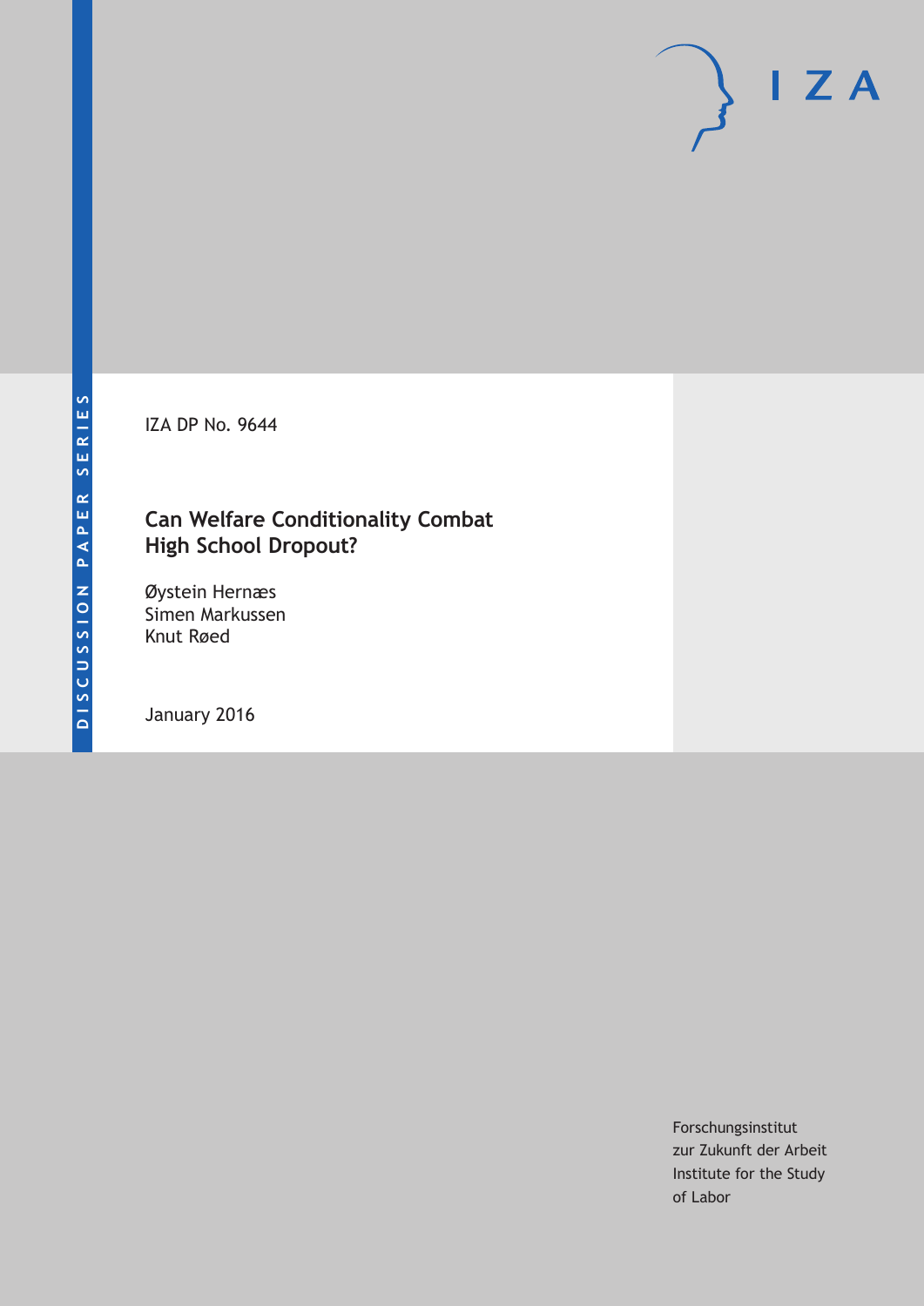DISCUSSION PAPER SERIES

IZA DP No. 9644

# Can Welfare Conditionality Combat High School Dropout?

Øystein Hernæs
Simen Markussen
Knut Røed

January 2016

Forschungsinstitut
zur Zukunft der Arbeit
Institute for the Study
of Labor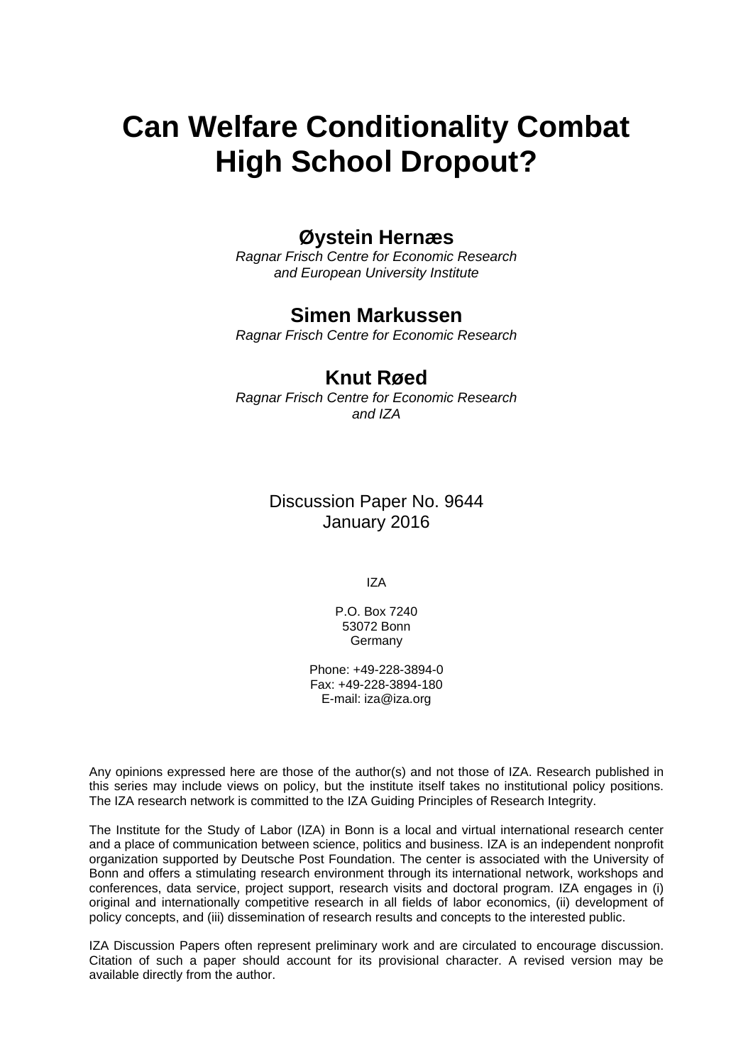# Can Welfare Conditionality Combat High School Dropout?

**Øystein Hernæs**
*Ragnar Frisch Centre for Economic Research and European University Institute*

**Simen Markussen**
*Ragnar Frisch Centre for Economic Research*

**Knut Røed**
*Ragnar Frisch Centre for Economic Research and IZA*

Discussion Paper No. 9644
January 2016

IZA

P.O. Box 7240
53072 Bonn
Germany

Phone: +49-228-3894-0
Fax: +49-228-3894-180
E-mail: iza@iza.org

Any opinions expressed here are those of the author(s) and not those of IZA. Research published in this series may include views on policy, but the institute itself takes no institutional policy positions. The IZA research network is committed to the IZA Guiding Principles of Research Integrity.

The Institute for the Study of Labor (IZA) in Bonn is a local and virtual international research center and a place of communication between science, politics and business. IZA is an independent nonprofit organization supported by Deutsche Post Foundation. The center is associated with the University of Bonn and offers a stimulating research environment through its international network, workshops and conferences, data service, project support, research visits and doctoral program. IZA engages in (i) original and internationally competitive research in all fields of labor economics, (ii) development of policy concepts, and (iii) dissemination of research results and concepts to the interested public.

IZA Discussion Papers often represent preliminary work and are circulated to encourage discussion. Citation of such a paper should account for its provisional character. A revised version may be available directly from the author.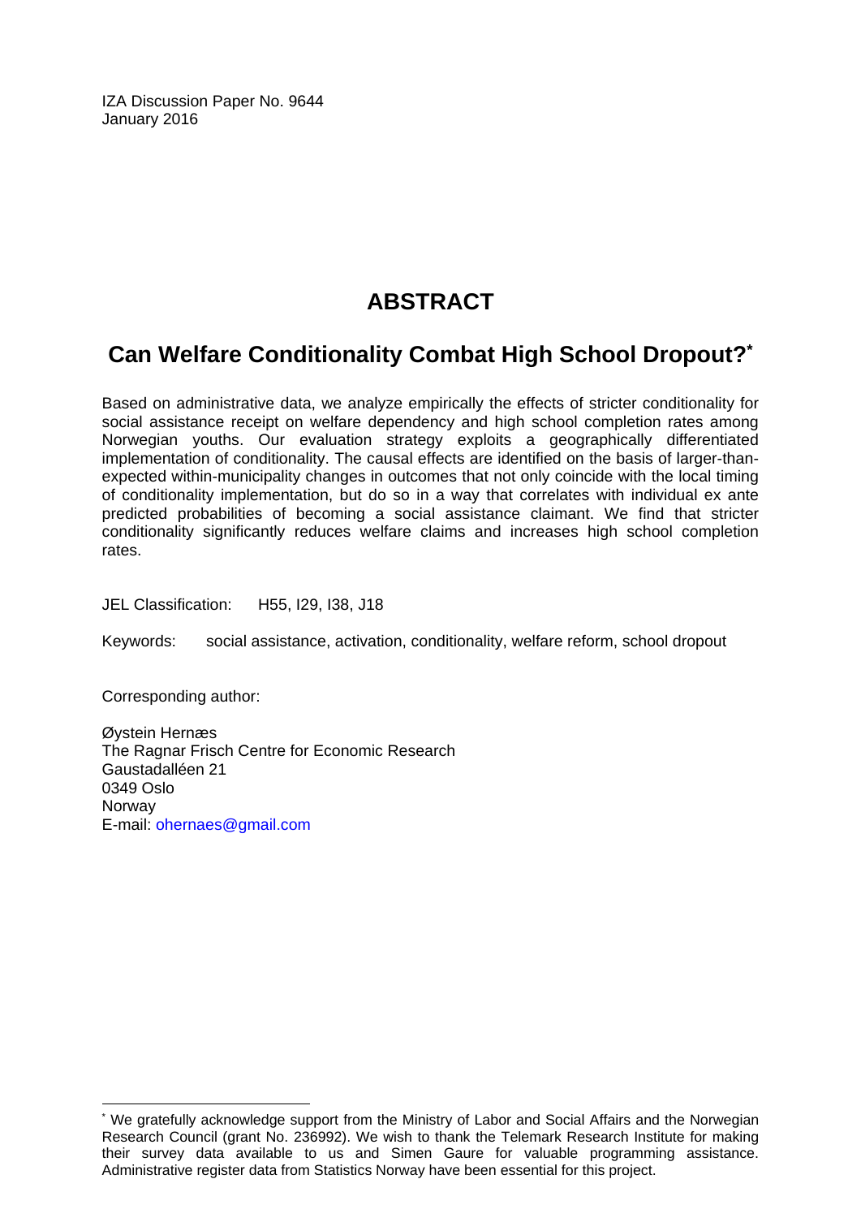IZA Discussion Paper No. 9644
January 2016

# ABSTRACT

## Can Welfare Conditionality Combat High School Dropout?*

Based on administrative data, we analyze empirically the effects of stricter conditionality for social assistance receipt on welfare dependency and high school completion rates among Norwegian youths. Our evaluation strategy exploits a geographically differentiated implementation of conditionality. The causal effects are identified on the basis of larger-than-expected within-municipality changes in outcomes that not only coincide with the local timing of conditionality implementation, but do so in a way that correlates with individual ex ante predicted probabilities of becoming a social assistance claimant. We find that stricter conditionality significantly reduces welfare claims and increases high school completion rates.

JEL Classification: H55, I29, I38, J18

Keywords: social assistance, activation, conditionality, welfare reform, school dropout

Corresponding author:

Øystein Hernæs
The Ragnar Frisch Centre for Economic Research
Gaustadalléen 21
0349 Oslo
Norway
E-mail: ohernaes@gmail.com

---

* We gratefully acknowledge support from the Ministry of Labor and Social Affairs and the Norwegian Research Council (grant No. 236992). We wish to thank the Telemark Research Institute for making their survey data available to us and Simen Gaure for valuable programming assistance. Administrative register data from Statistics Norway have been essential for this project.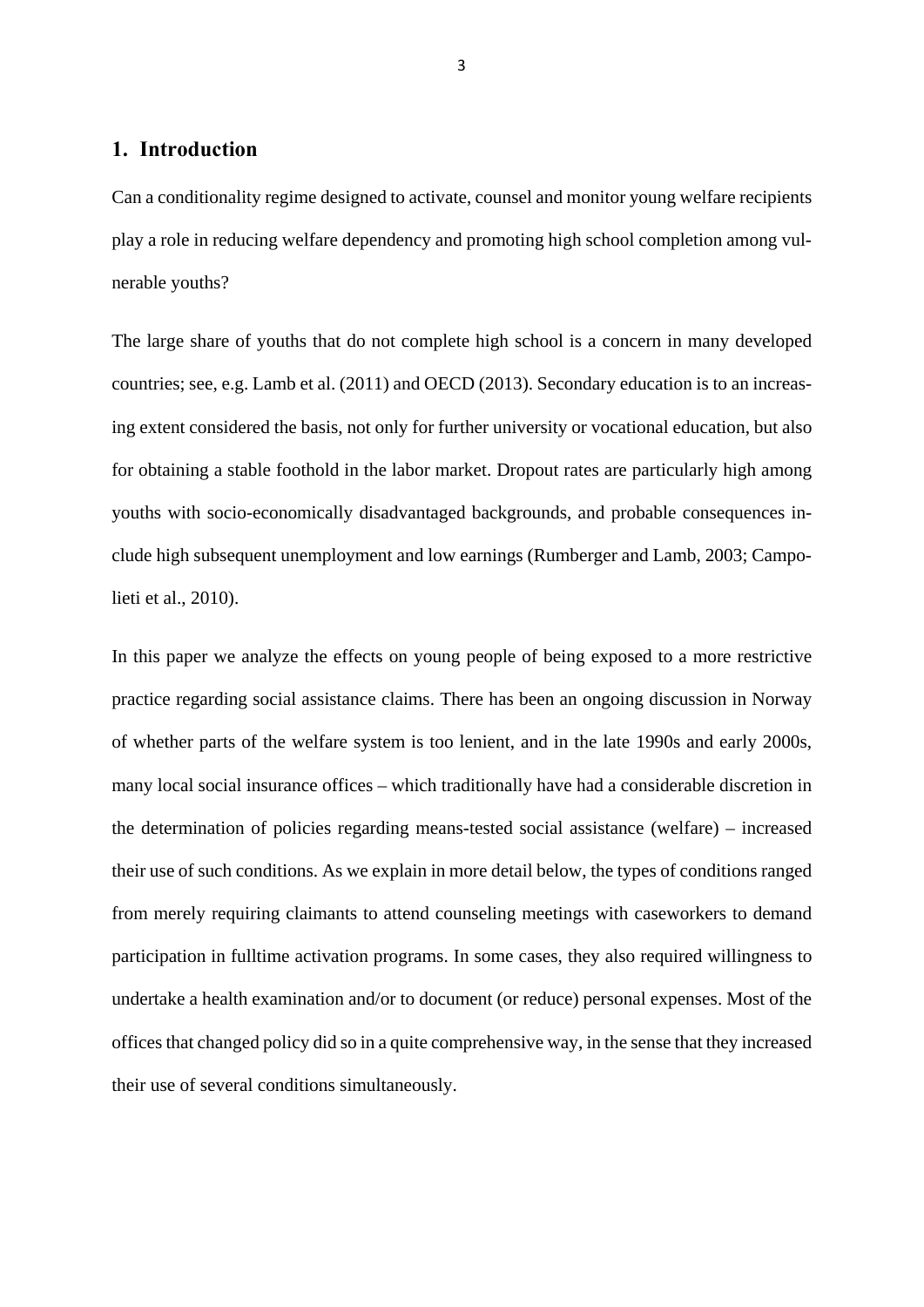## 1. Introduction

Can a conditionality regime designed to activate, counsel and monitor young welfare recipients play a role in reducing welfare dependency and promoting high school completion among vulnerable youths?

The large share of youths that do not complete high school is a concern in many developed countries; see, e.g. Lamb et al. (2011) and OECD (2013). Secondary education is to an increasing extent considered the basis, not only for further university or vocational education, but also for obtaining a stable foothold in the labor market. Dropout rates are particularly high among youths with socio-economically disadvantaged backgrounds, and probable consequences include high subsequent unemployment and low earnings (Rumberger and Lamb, 2003; Campolieti et al., 2010).

In this paper we analyze the effects on young people of being exposed to a more restrictive practice regarding social assistance claims. There has been an ongoing discussion in Norway of whether parts of the welfare system is too lenient, and in the late 1990s and early 2000s, many local social insurance offices – which traditionally have had a considerable discretion in the determination of policies regarding means-tested social assistance (welfare) – increased their use of such conditions. As we explain in more detail below, the types of conditions ranged from merely requiring claimants to attend counseling meetings with caseworkers to demand participation in fulltime activation programs. In some cases, they also required willingness to undertake a health examination and/or to document (or reduce) personal expenses. Most of the offices that changed policy did so in a quite comprehensive way, in the sense that they increased their use of several conditions simultaneously.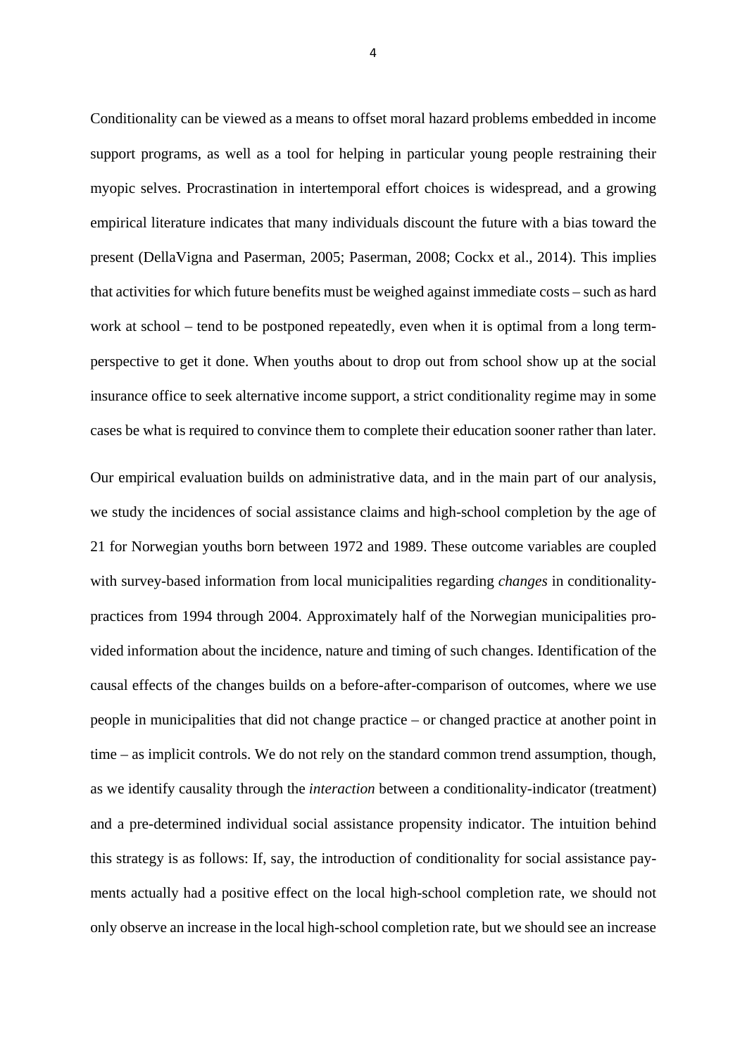Conditionality can be viewed as a means to offset moral hazard problems embedded in income support programs, as well as a tool for helping in particular young people restraining their myopic selves. Procrastination in intertemporal effort choices is widespread, and a growing empirical literature indicates that many individuals discount the future with a bias toward the present (DellaVigna and Paserman, 2005; Paserman, 2008; Cockx et al., 2014). This implies that activities for which future benefits must be weighed against immediate costs – such as hard work at school – tend to be postponed repeatedly, even when it is optimal from a long term-perspective to get it done. When youths about to drop out from school show up at the social insurance office to seek alternative income support, a strict conditionality regime may in some cases be what is required to convince them to complete their education sooner rather than later.

Our empirical evaluation builds on administrative data, and in the main part of our analysis, we study the incidences of social assistance claims and high-school completion by the age of 21 for Norwegian youths born between 1972 and 1989. These outcome variables are coupled with survey-based information from local municipalities regarding *changes* in conditionality-practices from 1994 through 2004. Approximately half of the Norwegian municipalities provided information about the incidence, nature and timing of such changes. Identification of the causal effects of the changes builds on a before-after-comparison of outcomes, where we use people in municipalities that did not change practice – or changed practice at another point in time – as implicit controls. We do not rely on the standard common trend assumption, though, as we identify causality through the *interaction* between a conditionality-indicator (treatment) and a pre-determined individual social assistance propensity indicator. The intuition behind this strategy is as follows: If, say, the introduction of conditionality for social assistance payments actually had a positive effect on the local high-school completion rate, we should not only observe an increase in the local high-school completion rate, but we should see an increase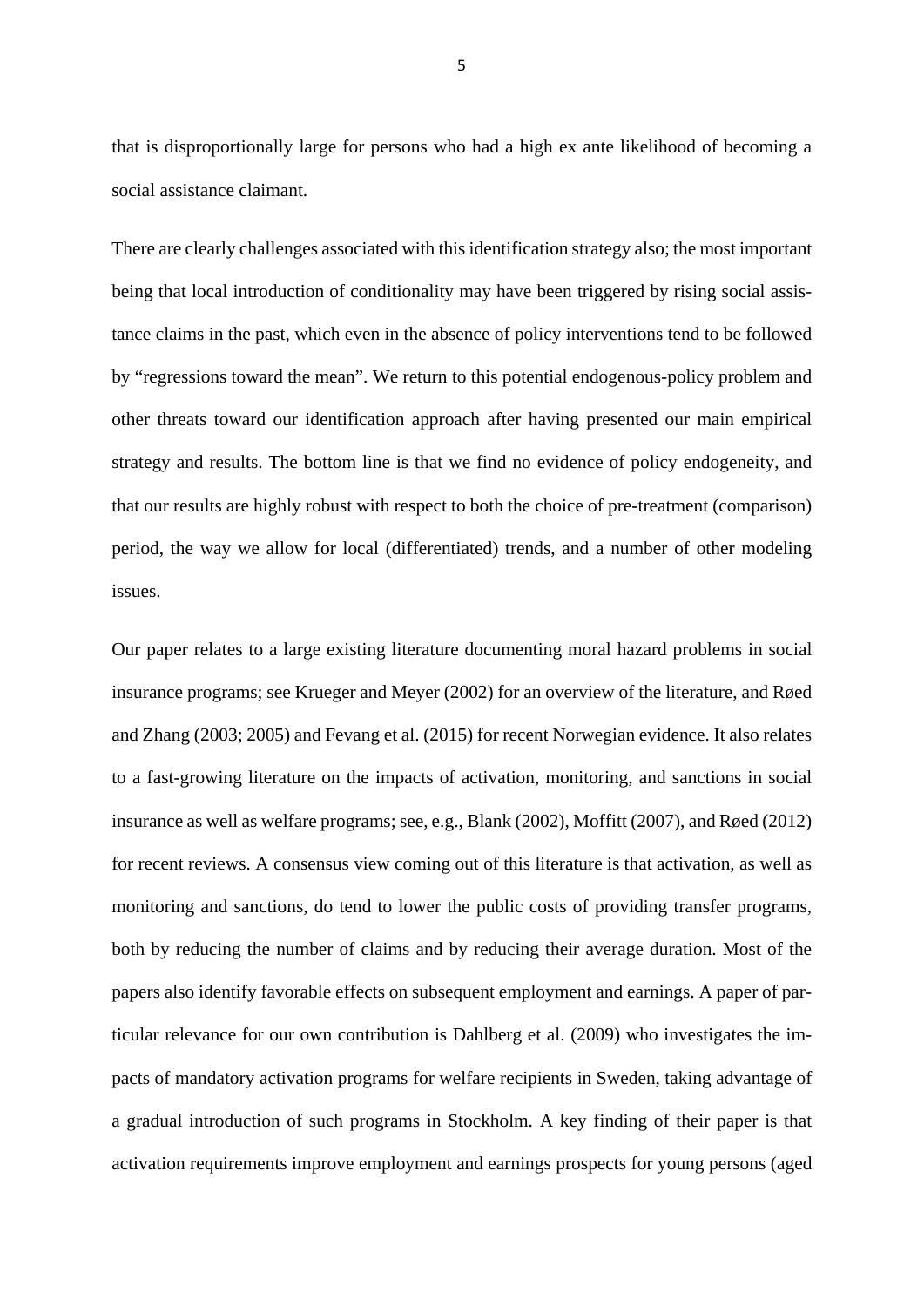that is disproportionally large for persons who had a high ex ante likelihood of becoming a social assistance claimant.

There are clearly challenges associated with this identification strategy also; the most important being that local introduction of conditionality may have been triggered by rising social assistance claims in the past, which even in the absence of policy interventions tend to be followed by "regressions toward the mean". We return to this potential endogenous-policy problem and other threats toward our identification approach after having presented our main empirical strategy and results. The bottom line is that we find no evidence of policy endogeneity, and that our results are highly robust with respect to both the choice of pre-treatment (comparison) period, the way we allow for local (differentiated) trends, and a number of other modeling issues.

Our paper relates to a large existing literature documenting moral hazard problems in social insurance programs; see Krueger and Meyer (2002) for an overview of the literature, and Røed and Zhang (2003; 2005) and Fevang et al. (2015) for recent Norwegian evidence. It also relates to a fast-growing literature on the impacts of activation, monitoring, and sanctions in social insurance as well as welfare programs; see, e.g., Blank (2002), Moffitt (2007), and Røed (2012) for recent reviews. A consensus view coming out of this literature is that activation, as well as monitoring and sanctions, do tend to lower the public costs of providing transfer programs, both by reducing the number of claims and by reducing their average duration. Most of the papers also identify favorable effects on subsequent employment and earnings. A paper of particular relevance for our own contribution is Dahlberg et al. (2009) who investigates the impacts of mandatory activation programs for welfare recipients in Sweden, taking advantage of a gradual introduction of such programs in Stockholm. A key finding of their paper is that activation requirements improve employment and earnings prospects for young persons (aged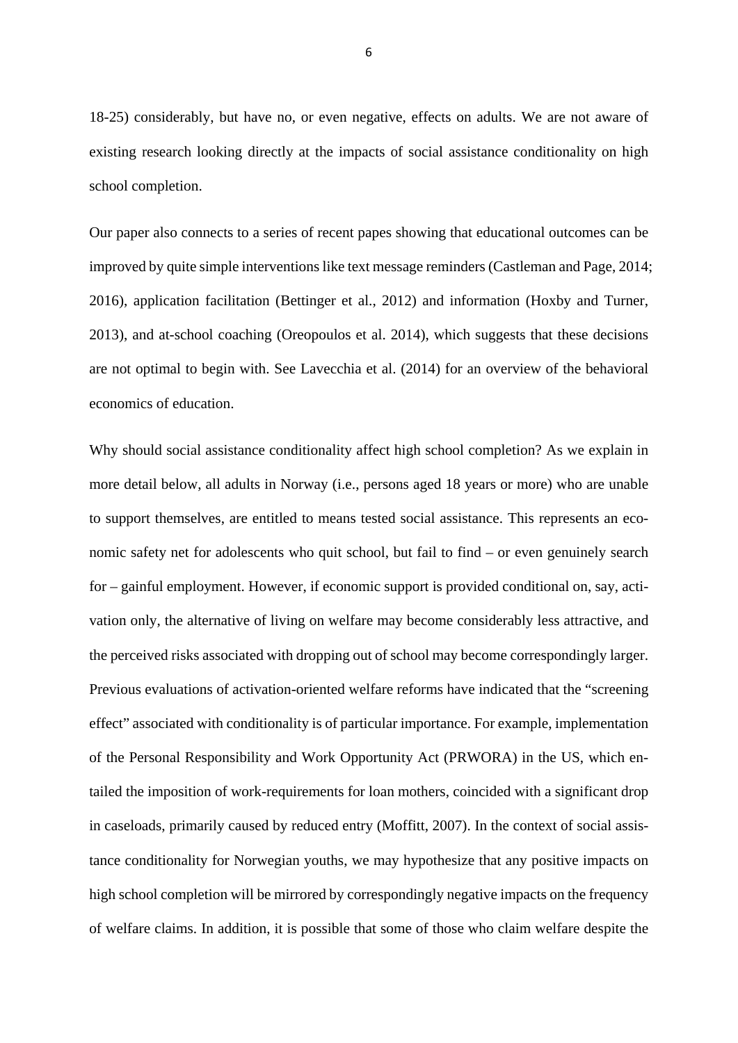18-25) considerably, but have no, or even negative, effects on adults. We are not aware of existing research looking directly at the impacts of social assistance conditionality on high school completion.

Our paper also connects to a series of recent papes showing that educational outcomes can be improved by quite simple interventions like text message reminders (Castleman and Page, 2014; 2016), application facilitation (Bettinger et al., 2012) and information (Hoxby and Turner, 2013), and at-school coaching (Oreopoulos et al. 2014), which suggests that these decisions are not optimal to begin with. See Lavecchia et al. (2014) for an overview of the behavioral economics of education.

Why should social assistance conditionality affect high school completion? As we explain in more detail below, all adults in Norway (i.e., persons aged 18 years or more) who are unable to support themselves, are entitled to means tested social assistance. This represents an economic safety net for adolescents who quit school, but fail to find – or even genuinely search for – gainful employment. However, if economic support is provided conditional on, say, activation only, the alternative of living on welfare may become considerably less attractive, and the perceived risks associated with dropping out of school may become correspondingly larger. Previous evaluations of activation-oriented welfare reforms have indicated that the "screening effect" associated with conditionality is of particular importance. For example, implementation of the Personal Responsibility and Work Opportunity Act (PRWORA) in the US, which entailed the imposition of work-requirements for loan mothers, coincided with a significant drop in caseloads, primarily caused by reduced entry (Moffitt, 2007). In the context of social assistance conditionality for Norwegian youths, we may hypothesize that any positive impacts on high school completion will be mirrored by correspondingly negative impacts on the frequency of welfare claims. In addition, it is possible that some of those who claim welfare despite the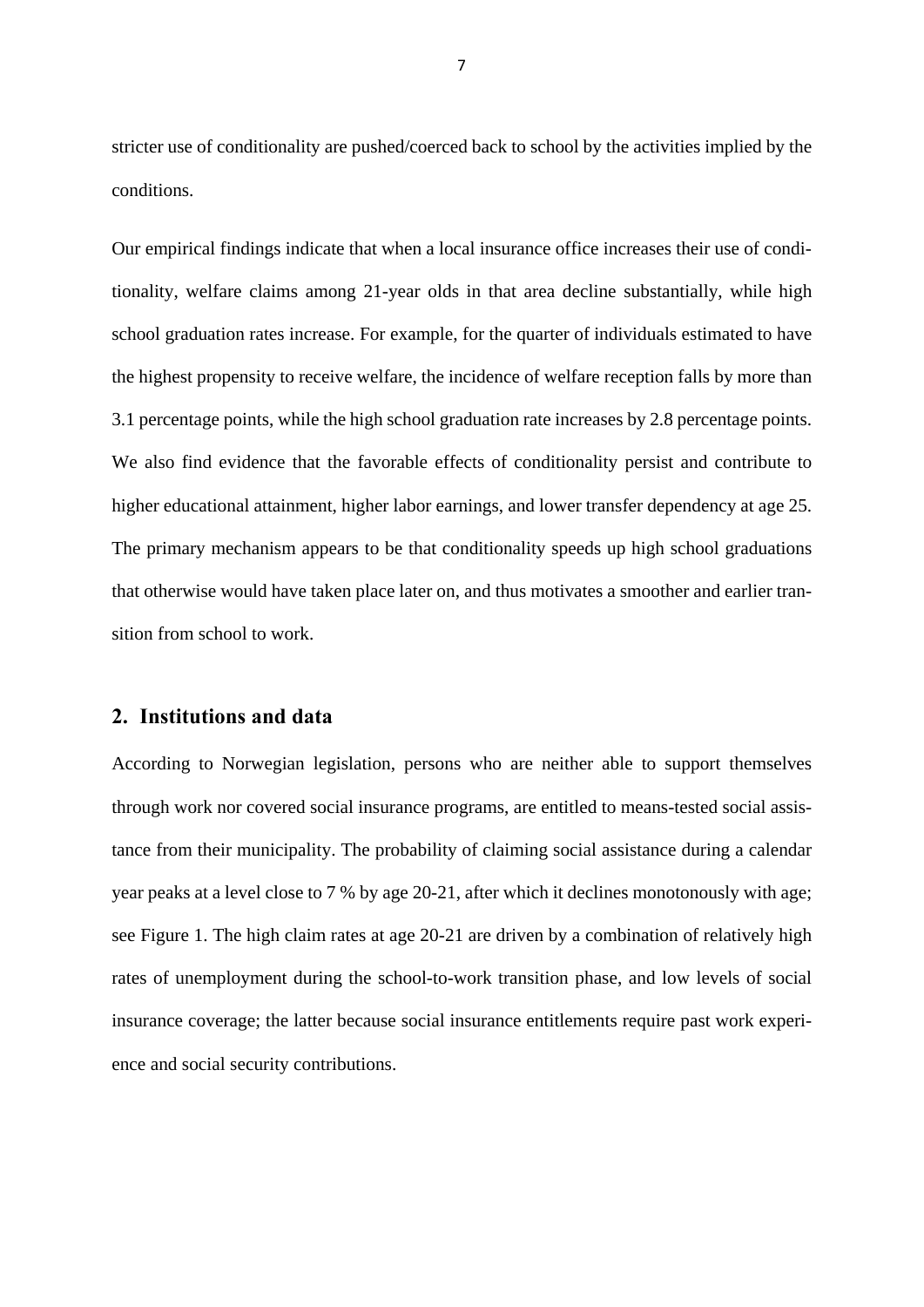stricter use of conditionality are pushed/coerced back to school by the activities implied by the conditions.

Our empirical findings indicate that when a local insurance office increases their use of conditionality, welfare claims among 21-year olds in that area decline substantially, while high school graduation rates increase. For example, for the quarter of individuals estimated to have the highest propensity to receive welfare, the incidence of welfare reception falls by more than 3.1 percentage points, while the high school graduation rate increases by 2.8 percentage points. We also find evidence that the favorable effects of conditionality persist and contribute to higher educational attainment, higher labor earnings, and lower transfer dependency at age 25. The primary mechanism appears to be that conditionality speeds up high school graduations that otherwise would have taken place later on, and thus motivates a smoother and earlier transition from school to work.

## 2. Institutions and data

According to Norwegian legislation, persons who are neither able to support themselves through work nor covered social insurance programs, are entitled to means-tested social assistance from their municipality. The probability of claiming social assistance during a calendar year peaks at a level close to 7 % by age 20-21, after which it declines monotonously with age; see Figure 1. The high claim rates at age 20-21 are driven by a combination of relatively high rates of unemployment during the school-to-work transition phase, and low levels of social insurance coverage; the latter because social insurance entitlements require past work experience and social security contributions.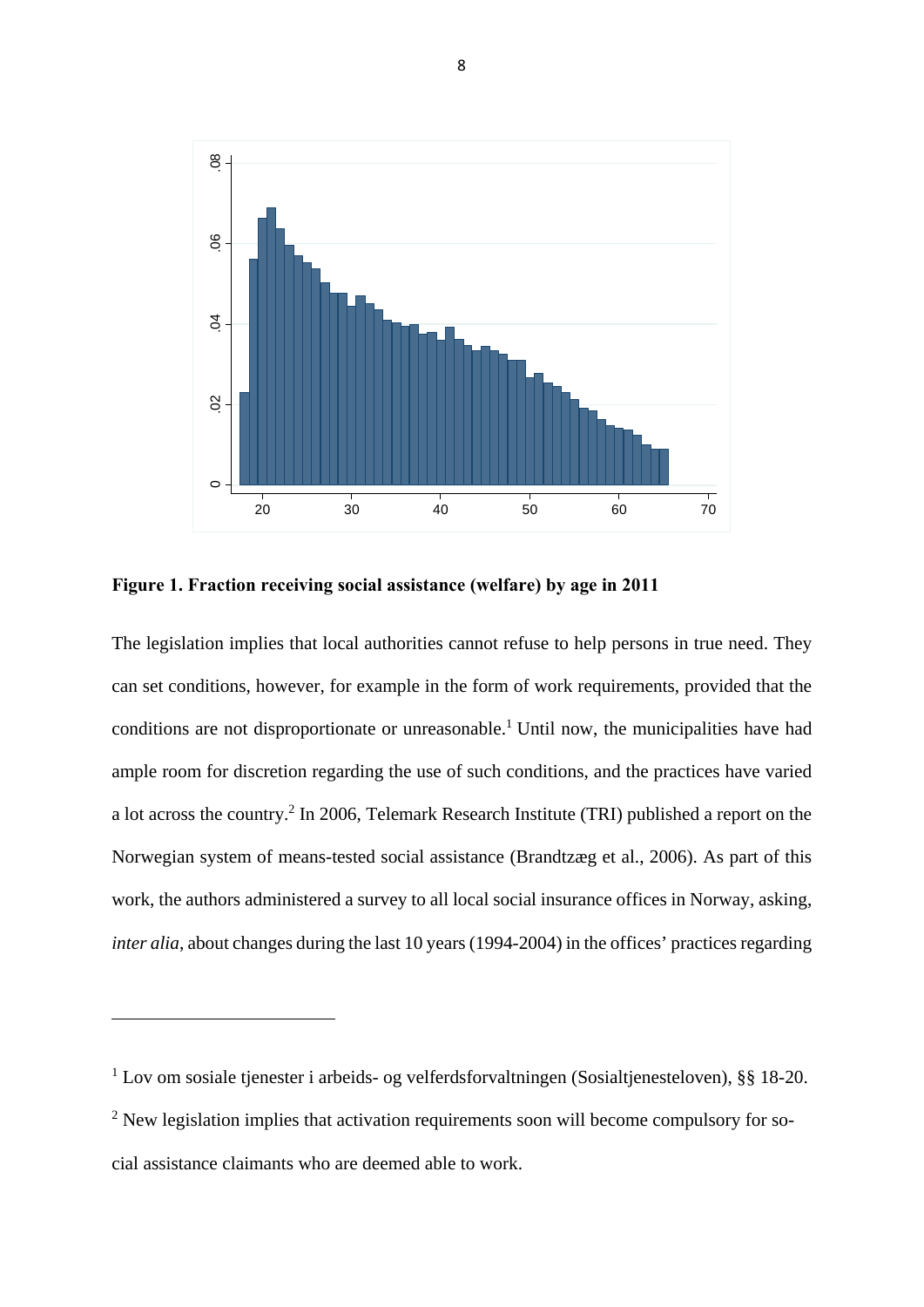**Figure 1. Fraction receiving social assistance (welfare) by age in 2011**

The legislation implies that local authorities cannot refuse to help persons in true need. They can set conditions, however, for example in the form of work requirements, provided that the conditions are not disproportionate or unreasonable.[1] Until now, the municipalities have had ample room for discretion regarding the use of such conditions, and the practices have varied a lot across the country.[2] In 2006, Telemark Research Institute (TRI) published a report on the Norwegian system of means-tested social assistance (Brandtzæg et al., 2006). As part of this work, the authors administered a survey to all local social insurance offices in Norway, asking, *inter alia*, about changes during the last 10 years (1994-2004) in the offices' practices regarding

---

[1] Lov om sosiale tjenester i arbeids- og velferdsforvaltningen (Sosialtjenesteloven), §§ 18-20.

[2] New legislation implies that activation requirements soon will become compulsory for social assistance claimants who are deemed able to work.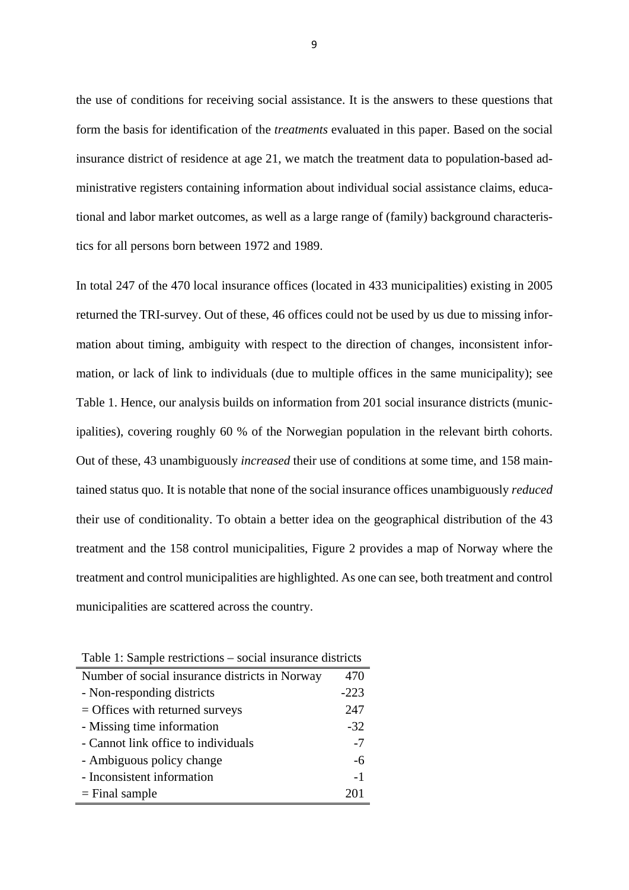the use of conditions for receiving social assistance. It is the answers to these questions that form the basis for identification of the *treatments* evaluated in this paper. Based on the social insurance district of residence at age 21, we match the treatment data to population-based administrative registers containing information about individual social assistance claims, educational and labor market outcomes, as well as a large range of (family) background characteristics for all persons born between 1972 and 1989.

In total 247 of the 470 local insurance offices (located in 433 municipalities) existing in 2005 returned the TRI-survey. Out of these, 46 offices could not be used by us due to missing information about timing, ambiguity with respect to the direction of changes, inconsistent information, or lack of link to individuals (due to multiple offices in the same municipality); see Table 1. Hence, our analysis builds on information from 201 social insurance districts (municipalities), covering roughly 60 % of the Norwegian population in the relevant birth cohorts. Out of these, 43 unambiguously *increased* their use of conditions at some time, and 158 maintained status quo. It is notable that none of the social insurance offices unambiguously *reduced* their use of conditionality. To obtain a better idea on the geographical distribution of the 43 treatment and the 158 control municipalities, Figure 2 provides a map of Norway where the treatment and control municipalities are highlighted. As one can see, both treatment and control municipalities are scattered across the country.

Table 1: Sample restrictions – social insurance districts

| | |
|---|---|
| Number of social insurance districts in Norway | 470 |
| - Non-responding districts | -223 |
| = Offices with returned surveys | 247 |
| - Missing time information | -32 |
| - Cannot link office to individuals | -7 |
| - Ambiguous policy change | -6 |
| - Inconsistent information | -1 |
| = Final sample | 201 |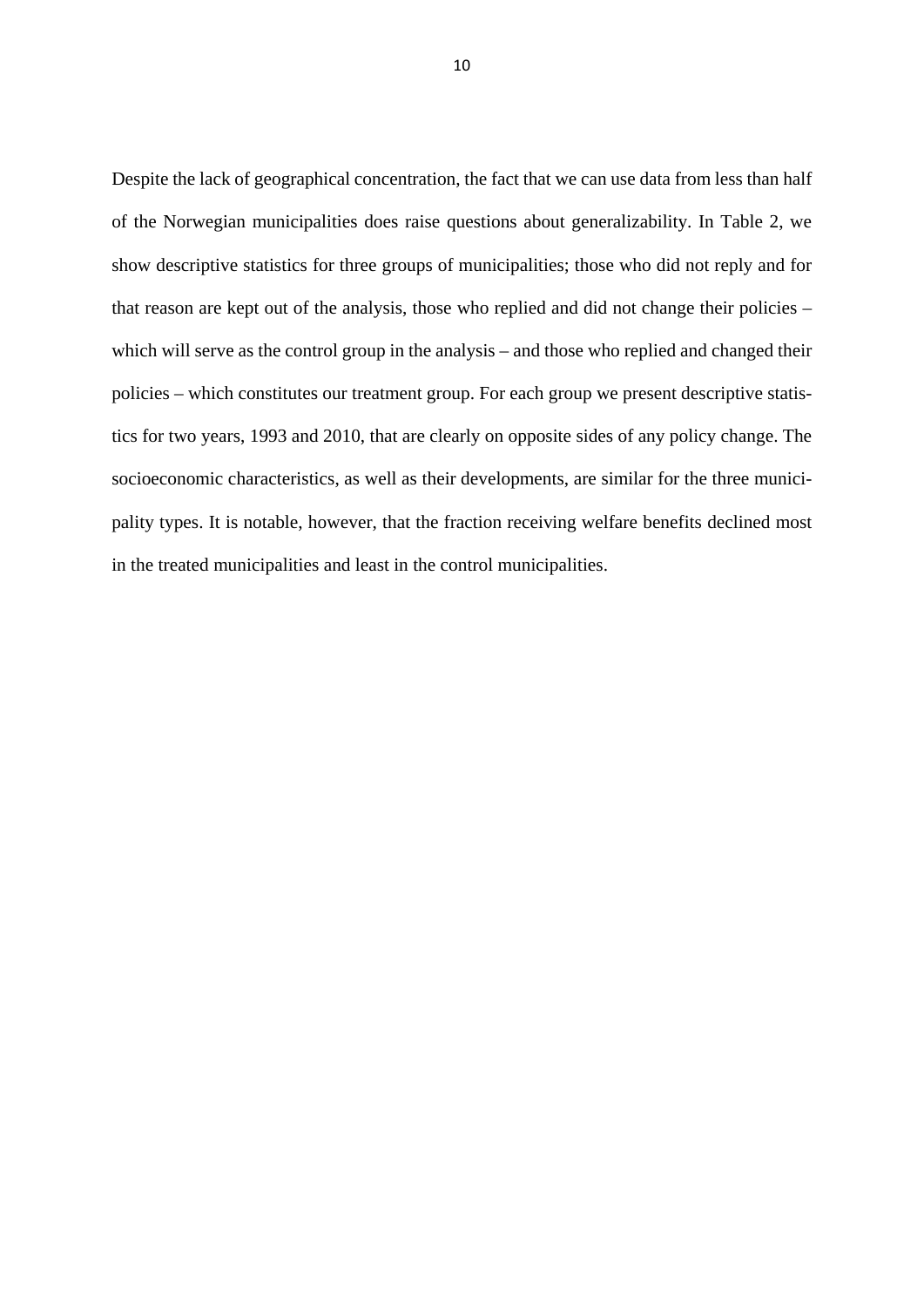Despite the lack of geographical concentration, the fact that we can use data from less than half of the Norwegian municipalities does raise questions about generalizability. In Table 2, we show descriptive statistics for three groups of municipalities; those who did not reply and for that reason are kept out of the analysis, those who replied and did not change their policies – which will serve as the control group in the analysis – and those who replied and changed their policies – which constitutes our treatment group. For each group we present descriptive statistics for two years, 1993 and 2010, that are clearly on opposite sides of any policy change. The socioeconomic characteristics, as well as their developments, are similar for the three municipality types. It is notable, however, that the fraction receiving welfare benefits declined most in the treated municipalities and least in the control municipalities.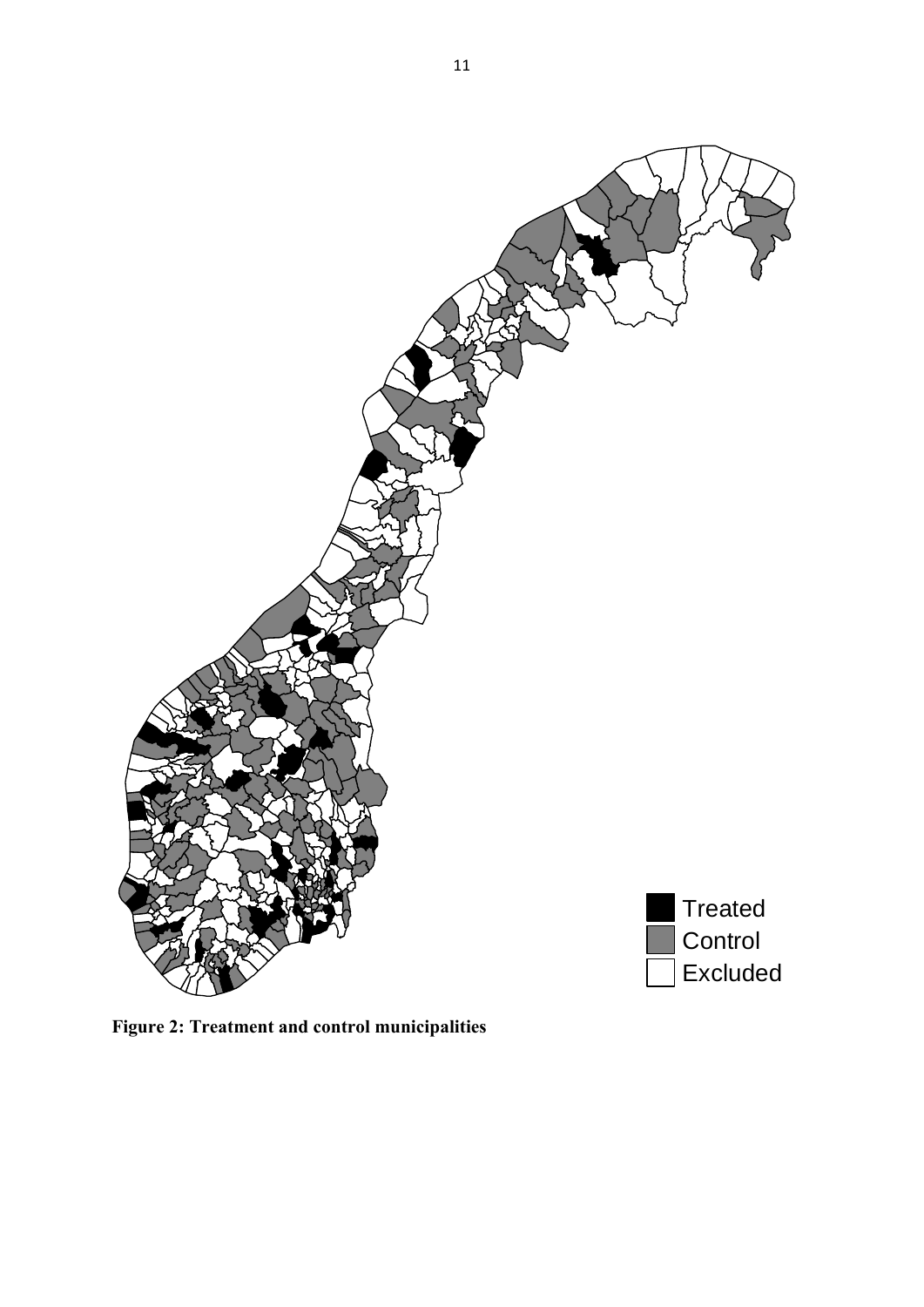**Figure 2: Treatment and control municipalities**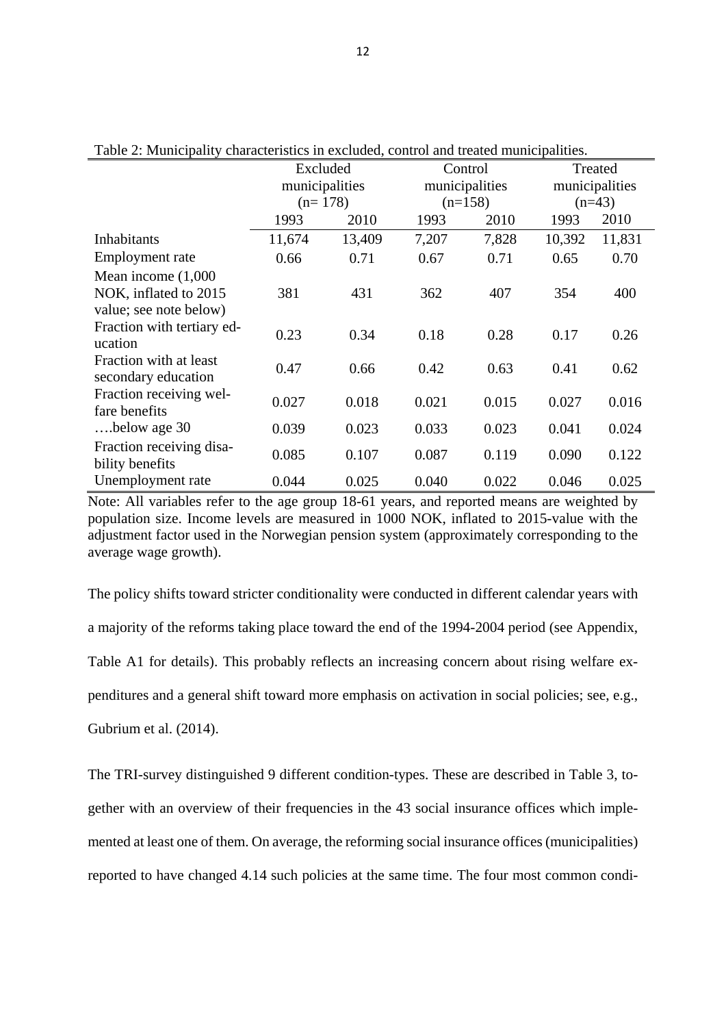Table 2: Municipality characteristics in excluded, control and treated municipalities.

| | Excluded municipalities (n= 178) | | Control municipalities (n=158) | | Treated municipalities (n=43) | |
|---|---|---|---|---|---|---|
| | 1993 | 2010 | 1993 | 2010 | 1993 | 2010 |
| Inhabitants | 11,674 | 13,409 | 7,207 | 7,828 | 10,392 | 11,831 |
| Employment rate | 0.66 | 0.71 | 0.67 | 0.71 | 0.65 | 0.70 |
| Mean income (1,000 NOK, inflated to 2015 value; see note below) | 381 | 431 | 362 | 407 | 354 | 400 |
| Fraction with tertiary education | 0.23 | 0.34 | 0.18 | 0.28 | 0.17 | 0.26 |
| Fraction with at least secondary education | 0.47 | 0.66 | 0.42 | 0.63 | 0.41 | 0.62 |
| Fraction receiving welfare benefits | 0.027 | 0.018 | 0.021 | 0.015 | 0.027 | 0.016 |
| ….below age 30 | 0.039 | 0.023 | 0.033 | 0.023 | 0.041 | 0.024 |
| Fraction receiving disability benefits | 0.085 | 0.107 | 0.087 | 0.119 | 0.090 | 0.122 |
| Unemployment rate | 0.044 | 0.025 | 0.040 | 0.022 | 0.046 | 0.025 |

Note: All variables refer to the age group 18-61 years, and reported means are weighted by population size. Income levels are measured in 1000 NOK, inflated to 2015-value with the adjustment factor used in the Norwegian pension system (approximately corresponding to the average wage growth).

The policy shifts toward stricter conditionality were conducted in different calendar years with a majority of the reforms taking place toward the end of the 1994-2004 period (see Appendix, Table A1 for details). This probably reflects an increasing concern about rising welfare expenditures and a general shift toward more emphasis on activation in social policies; see, e.g., Gubrium et al. (2014).

The TRI-survey distinguished 9 different condition-types. These are described in Table 3, together with an overview of their frequencies in the 43 social insurance offices which implemented at least one of them. On average, the reforming social insurance offices (municipalities) reported to have changed 4.14 such policies at the same time. The four most common condi-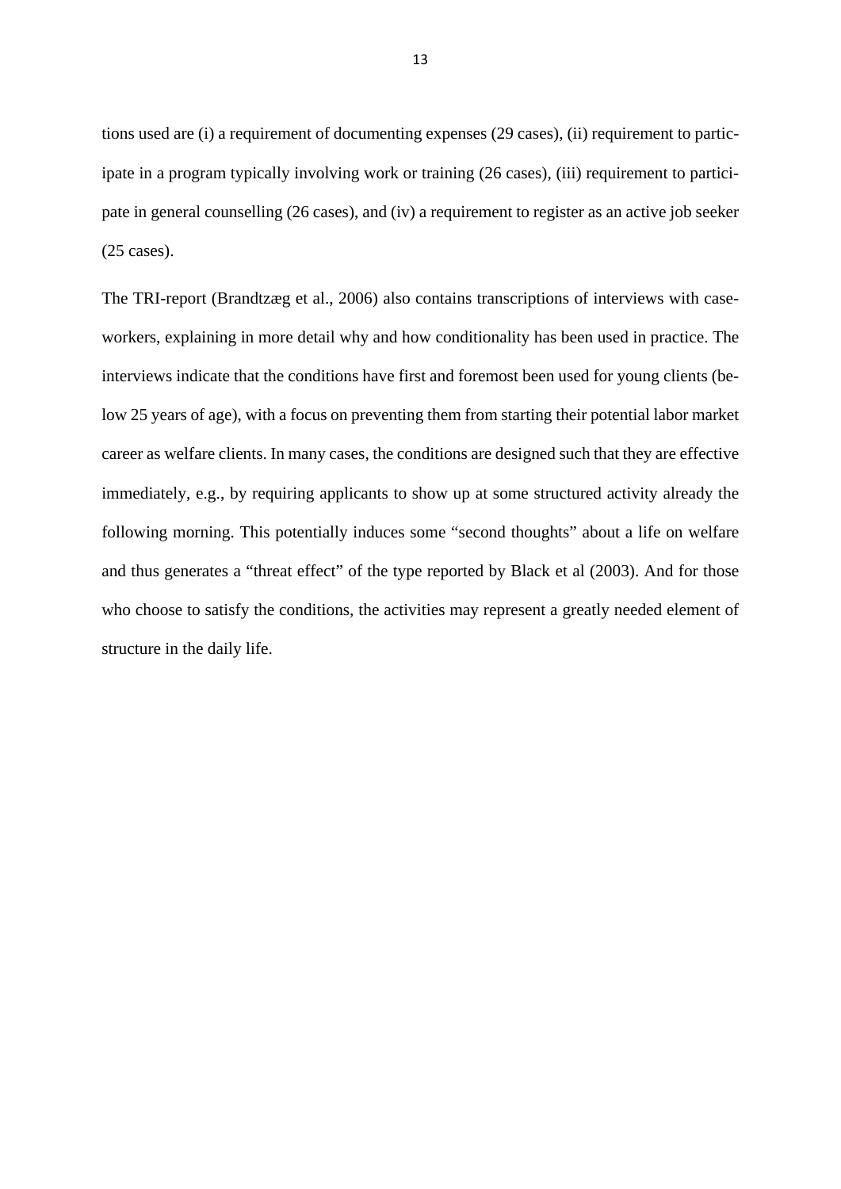tions used are (i) a requirement of documenting expenses (29 cases), (ii) requirement to participate in a program typically involving work or training (26 cases), (iii) requirement to participate in general counselling (26 cases), and (iv) a requirement to register as an active job seeker (25 cases).

The TRI-report (Brandtzæg et al., 2006) also contains transcriptions of interviews with caseworkers, explaining in more detail why and how conditionality has been used in practice. The interviews indicate that the conditions have first and foremost been used for young clients (below 25 years of age), with a focus on preventing them from starting their potential labor market career as welfare clients. In many cases, the conditions are designed such that they are effective immediately, e.g., by requiring applicants to show up at some structured activity already the following morning. This potentially induces some "second thoughts" about a life on welfare and thus generates a "threat effect" of the type reported by Black et al (2003). And for those who choose to satisfy the conditions, the activities may represent a greatly needed element of structure in the daily life.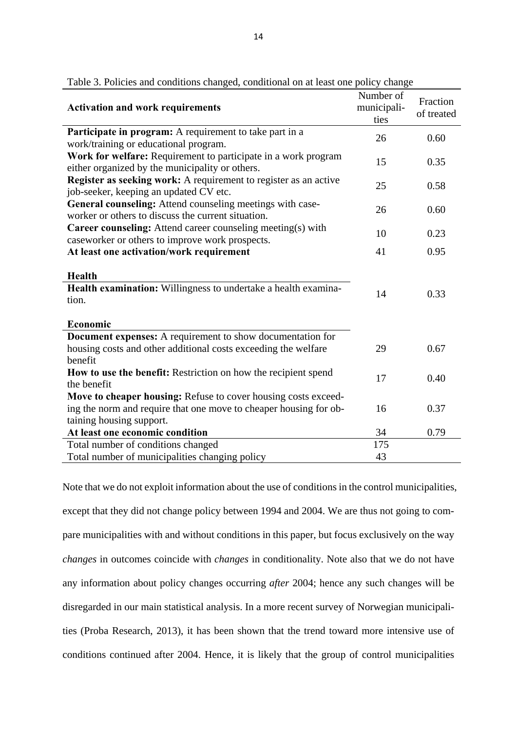Table 3. Policies and conditions changed, conditional on at least one policy change

| **Activation and work requirements** | Number of municipali-ties | Fraction of treated |
|---|---|---|
| **Participate in program:** A requirement to take part in a work/training or educational program. | 26 | 0.60 |
| **Work for welfare:** Requirement to participate in a work program either organized by the municipality or others. | 15 | 0.35 |
| **Register as seeking work:** A requirement to register as an active job-seeker, keeping an updated CV etc. | 25 | 0.58 |
| **General counseling:** Attend counseling meetings with case-worker or others to discuss the current situation. | 26 | 0.60 |
| **Career counseling:** Attend career counseling meeting(s) with caseworker or others to improve work prospects. | 10 | 0.23 |
| **At least one activation/work requirement** | 41 | 0.95 |
| **Health** | | |
| **Health examination:** Willingness to undertake a health examination. | 14 | 0.33 |
| **Economic** | | |
| **Document expenses:** A requirement to show documentation for housing costs and other additional costs exceeding the welfare benefit | 29 | 0.67 |
| **How to use the benefit:** Restriction on how the recipient spend the benefit | 17 | 0.40 |
| **Move to cheaper housing:** Refuse to cover housing costs exceeding the norm and require that one move to cheaper housing for obtaining housing support. | 16 | 0.37 |
| **At least one economic condition** | 34 | 0.79 |
| Total number of conditions changed | 175 | |
| Total number of municipalities changing policy | 43 | |

Note that we do not exploit information about the use of conditions in the control municipalities, except that they did not change policy between 1994 and 2004. We are thus not going to compare municipalities with and without conditions in this paper, but focus exclusively on the way *changes* in outcomes coincide with *changes* in conditionality. Note also that we do not have any information about policy changes occurring *after* 2004; hence any such changes will be disregarded in our main statistical analysis. In a more recent survey of Norwegian municipalities (Proba Research, 2013), it has been shown that the trend toward more intensive use of conditions continued after 2004. Hence, it is likely that the group of control municipalities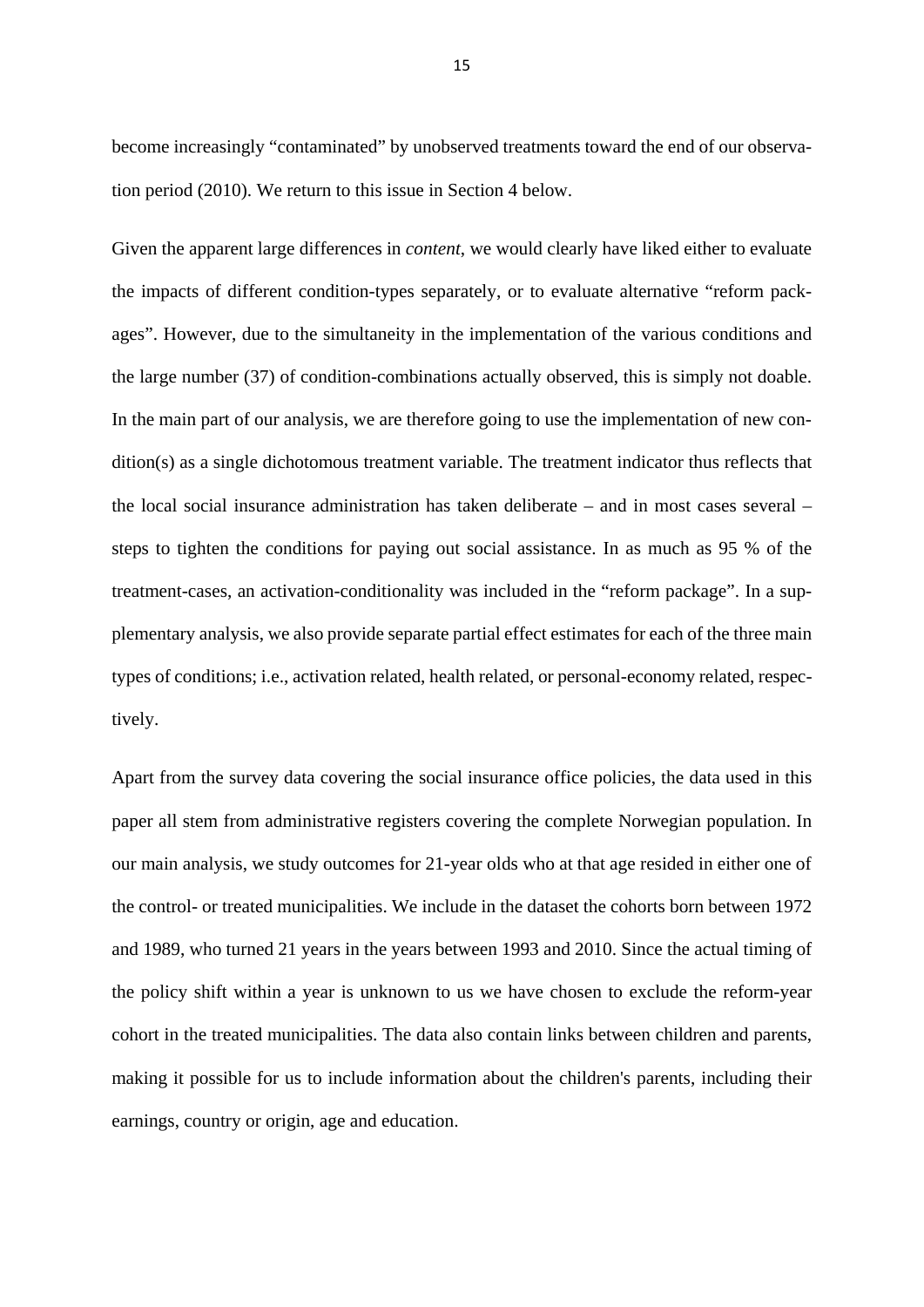become increasingly "contaminated" by unobserved treatments toward the end of our observation period (2010). We return to this issue in Section 4 below.

Given the apparent large differences in *content*, we would clearly have liked either to evaluate the impacts of different condition-types separately, or to evaluate alternative "reform packages". However, due to the simultaneity in the implementation of the various conditions and the large number (37) of condition-combinations actually observed, this is simply not doable. In the main part of our analysis, we are therefore going to use the implementation of new condition(s) as a single dichotomous treatment variable. The treatment indicator thus reflects that the local social insurance administration has taken deliberate – and in most cases several – steps to tighten the conditions for paying out social assistance. In as much as 95 % of the treatment-cases, an activation-conditionality was included in the "reform package". In a supplementary analysis, we also provide separate partial effect estimates for each of the three main types of conditions; i.e., activation related, health related, or personal-economy related, respectively.

Apart from the survey data covering the social insurance office policies, the data used in this paper all stem from administrative registers covering the complete Norwegian population. In our main analysis, we study outcomes for 21-year olds who at that age resided in either one of the control- or treated municipalities. We include in the dataset the cohorts born between 1972 and 1989, who turned 21 years in the years between 1993 and 2010. Since the actual timing of the policy shift within a year is unknown to us we have chosen to exclude the reform-year cohort in the treated municipalities. The data also contain links between children and parents, making it possible for us to include information about the children's parents, including their earnings, country or origin, age and education.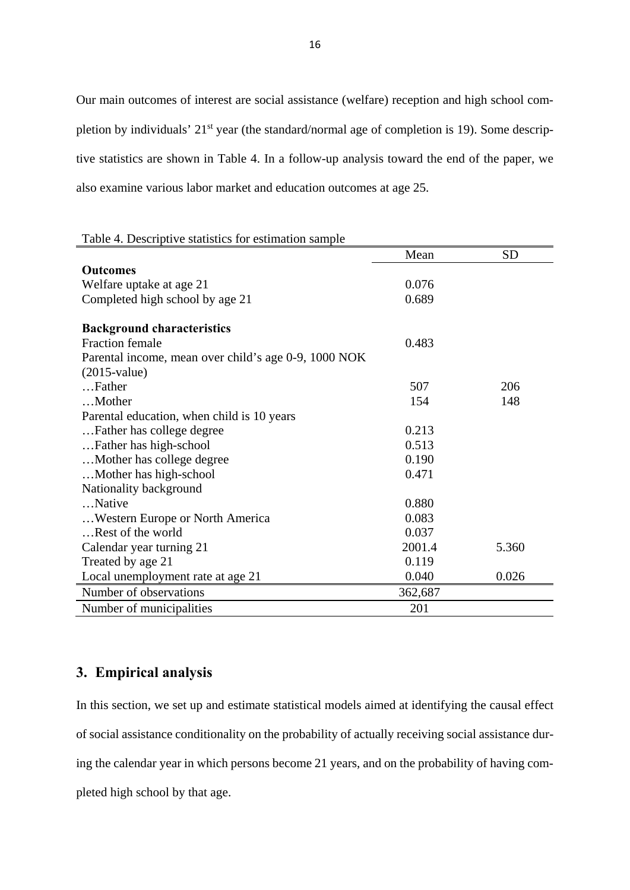Our main outcomes of interest are social assistance (welfare) reception and high school completion by individuals' 21[st] year (the standard/normal age of completion is 19). Some descriptive statistics are shown in Table 4. In a follow-up analysis toward the end of the paper, we also examine various labor market and education outcomes at age 25.

Table 4. Descriptive statistics for estimation sample

| | Mean | SD |
|---|---|---|
| **Outcomes** | | |
| Welfare uptake at age 21 | 0.076 | |
| Completed high school by age 21 | 0.689 | |
| | | |
| **Background characteristics** | | |
| Fraction female | 0.483 | |
| Parental income, mean over child's age 0-9, 1000 NOK (2015-value) | | |
| …Father | 507 | 206 |
| …Mother | 154 | 148 |
| Parental education, when child is 10 years | | |
| …Father has college degree | 0.213 | |
| …Father has high-school | 0.513 | |
| …Mother has college degree | 0.190 | |
| …Mother has high-school | 0.471 | |
| Nationality background | | |
| …Native | 0.880 | |
| …Western Europe or North America | 0.083 | |
| …Rest of the world | 0.037 | |
| Calendar year turning 21 | 2001.4 | 5.360 |
| Treated by age 21 | 0.119 | |
| Local unemployment rate at age 21 | 0.040 | 0.026 |
| Number of observations | 362,687 | |
| Number of municipalities | 201 | |

## 3. Empirical analysis

In this section, we set up and estimate statistical models aimed at identifying the causal effect of social assistance conditionality on the probability of actually receiving social assistance during the calendar year in which persons become 21 years, and on the probability of having completed high school by that age.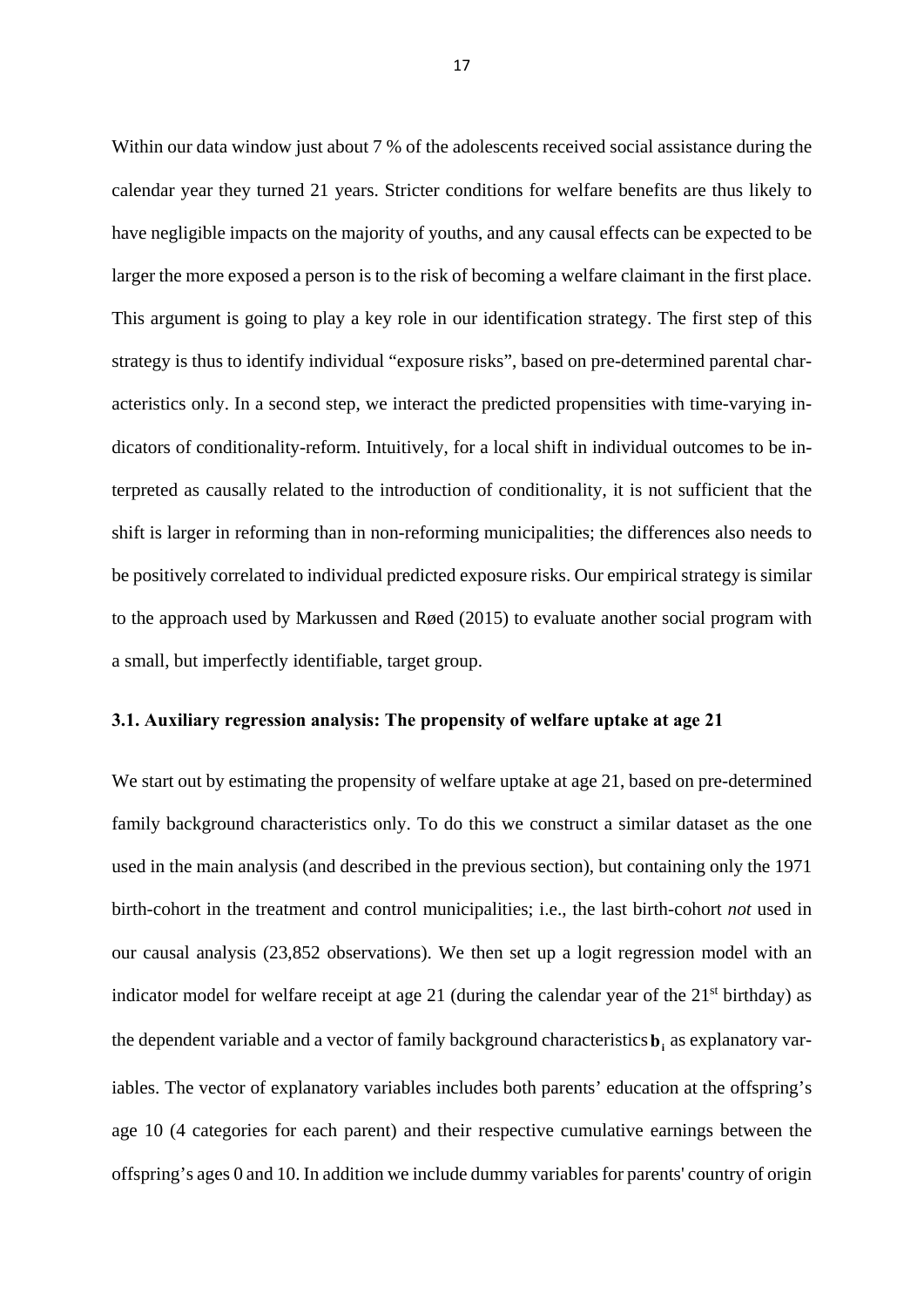Within our data window just about 7 % of the adolescents received social assistance during the calendar year they turned 21 years. Stricter conditions for welfare benefits are thus likely to have negligible impacts on the majority of youths, and any causal effects can be expected to be larger the more exposed a person is to the risk of becoming a welfare claimant in the first place. This argument is going to play a key role in our identification strategy. The first step of this strategy is thus to identify individual "exposure risks", based on pre-determined parental characteristics only. In a second step, we interact the predicted propensities with time-varying indicators of conditionality-reform. Intuitively, for a local shift in individual outcomes to be interpreted as causally related to the introduction of conditionality, it is not sufficient that the shift is larger in reforming than in non-reforming municipalities; the differences also needs to be positively correlated to individual predicted exposure risks. Our empirical strategy is similar to the approach used by Markussen and Røed (2015) to evaluate another social program with a small, but imperfectly identifiable, target group.

### 3.1. Auxiliary regression analysis: The propensity of welfare uptake at age 21

We start out by estimating the propensity of welfare uptake at age 21, based on pre-determined family background characteristics only. To do this we construct a similar dataset as the one used in the main analysis (and described in the previous section), but containing only the 1971 birth-cohort in the treatment and control municipalities; i.e., the last birth-cohort *not* used in our causal analysis (23,852 observations). We then set up a logit regression model with an indicator model for welfare receipt at age 21 (during the calendar year of the 21st birthday) as the dependent variable and a vector of family background characteristics $\mathbf{b}_i$ as explanatory variables. The vector of explanatory variables includes both parents' education at the offspring's age 10 (4 categories for each parent) and their respective cumulative earnings between the offspring's ages 0 and 10. In addition we include dummy variables for parents' country of origin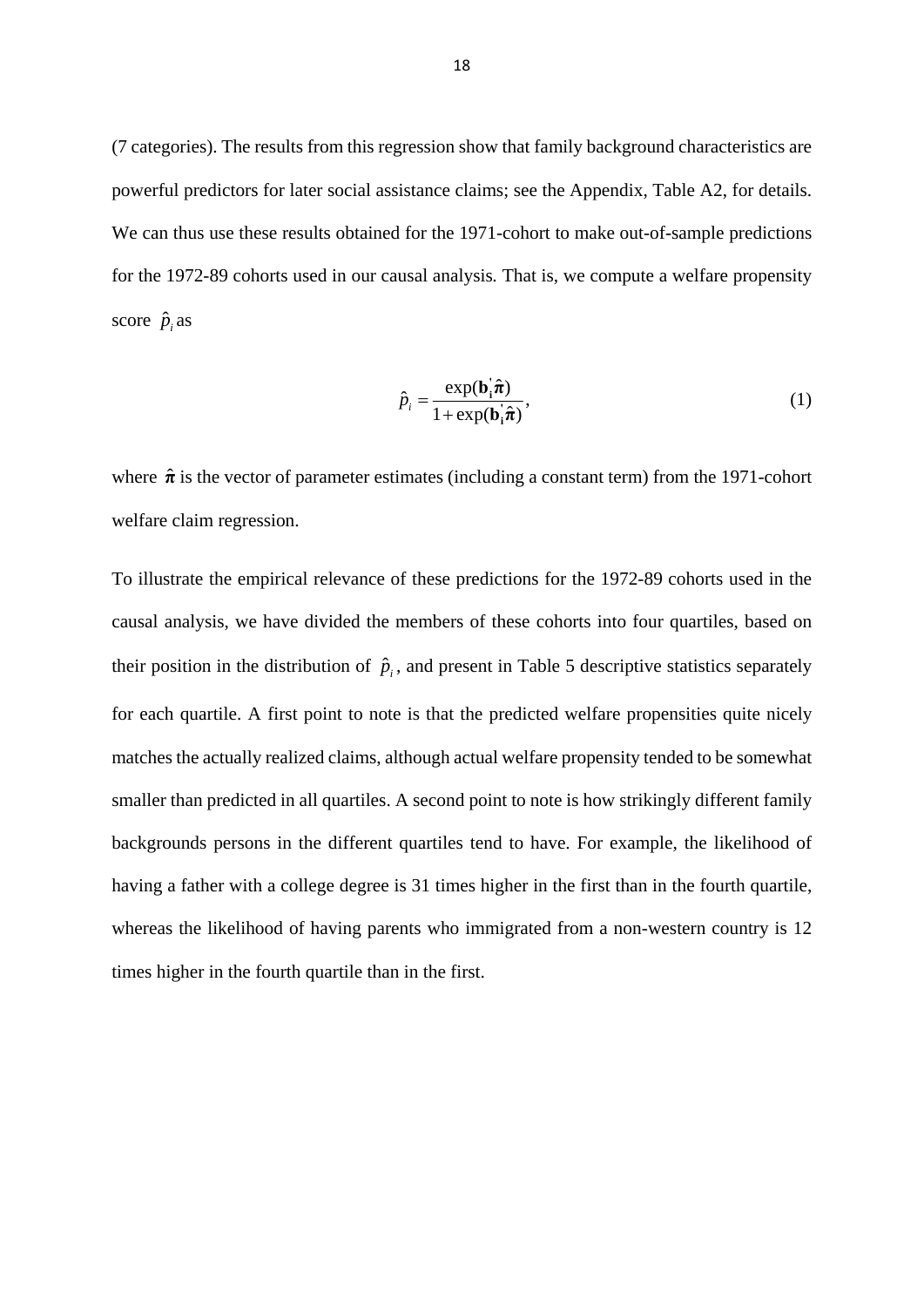(7 categories). The results from this regression show that family background characteristics are powerful predictors for later social assistance claims; see the Appendix, Table A2, for details. We can thus use these results obtained for the 1971-cohort to make out-of-sample predictions for the 1972-89 cohorts used in our causal analysis. That is, we compute a welfare propensity score $\hat{p}_i$ as

$$\hat{p}_i = \frac{\exp(\mathbf{b}_i^{'}\hat{\boldsymbol{\pi}})}{1+\exp(\mathbf{b}_i^{'}\hat{\boldsymbol{\pi}})}, \tag{1}$$

where $\hat{\boldsymbol{\pi}}$ is the vector of parameter estimates (including a constant term) from the 1971-cohort welfare claim regression.

To illustrate the empirical relevance of these predictions for the 1972-89 cohorts used in the causal analysis, we have divided the members of these cohorts into four quartiles, based on their position in the distribution of $\hat{p}_i$, and present in Table 5 descriptive statistics separately for each quartile. A first point to note is that the predicted welfare propensities quite nicely matches the actually realized claims, although actual welfare propensity tended to be somewhat smaller than predicted in all quartiles. A second point to note is how strikingly different family backgrounds persons in the different quartiles tend to have. For example, the likelihood of having a father with a college degree is 31 times higher in the first than in the fourth quartile, whereas the likelihood of having parents who immigrated from a non-western country is 12 times higher in the fourth quartile than in the first.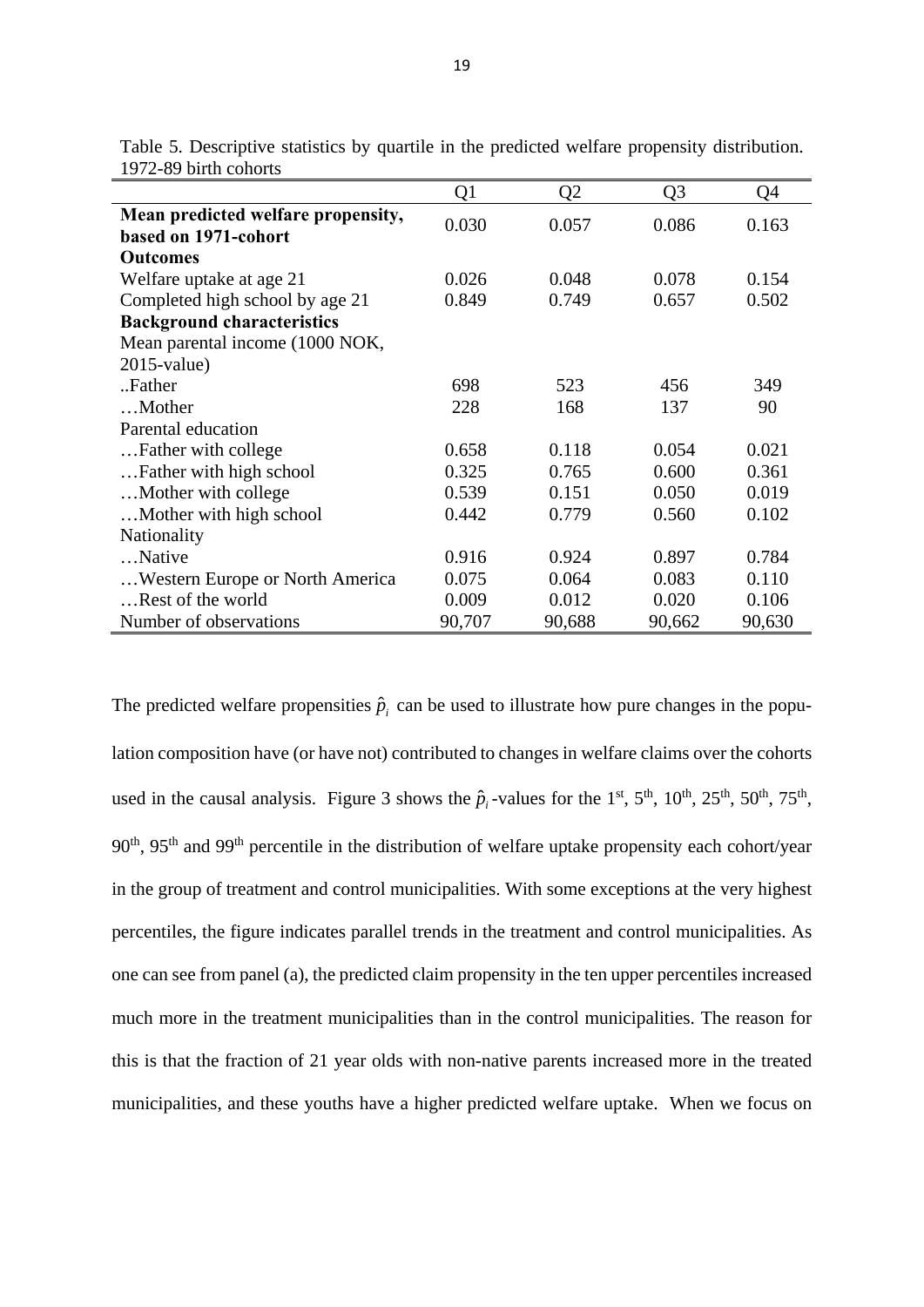Table 5. Descriptive statistics by quartile in the predicted welfare propensity distribution. 1972-89 birth cohorts

| | Q1 | Q2 | Q3 | Q4 |
|---|---|---|---|---|
| **Mean predicted welfare propensity, based on 1971-cohort** | 0.030 | 0.057 | 0.086 | 0.163 |
| **Outcomes** | | | | |
| Welfare uptake at age 21 | 0.026 | 0.048 | 0.078 | 0.154 |
| Completed high school by age 21 | 0.849 | 0.749 | 0.657 | 0.502 |
| **Background characteristics** | | | | |
| Mean parental income (1000 NOK, 2015-value) | | | | |
| ..Father | 698 | 523 | 456 | 349 |
| …Mother | 228 | 168 | 137 | 90 |
| Parental education | | | | |
| …Father with college | 0.658 | 0.118 | 0.054 | 0.021 |
| …Father with high school | 0.325 | 0.765 | 0.600 | 0.361 |
| …Mother with college | 0.539 | 0.151 | 0.050 | 0.019 |
| …Mother with high school | 0.442 | 0.779 | 0.560 | 0.102 |
| Nationality | | | | |
| …Native | 0.916 | 0.924 | 0.897 | 0.784 |
| …Western Europe or North America | 0.075 | 0.064 | 0.083 | 0.110 |
| …Rest of the world | 0.009 | 0.012 | 0.020 | 0.106 |
| Number of observations | 90,707 | 90,688 | 90,662 | 90,630 |

The predicted welfare propensities $\hat{p}_i$ can be used to illustrate how pure changes in the population composition have (or have not) contributed to changes in welfare claims over the cohorts used in the causal analysis. Figure 3 shows the $\hat{p}_i$-values for the 1st, 5th, 10th, 25th, 50th, 75th, 90th, 95th and 99th percentile in the distribution of welfare uptake propensity each cohort/year in the group of treatment and control municipalities. With some exceptions at the very highest percentiles, the figure indicates parallel trends in the treatment and control municipalities. As one can see from panel (a), the predicted claim propensity in the ten upper percentiles increased much more in the treatment municipalities than in the control municipalities. The reason for this is that the fraction of 21 year olds with non-native parents increased more in the treated municipalities, and these youths have a higher predicted welfare uptake. When we focus on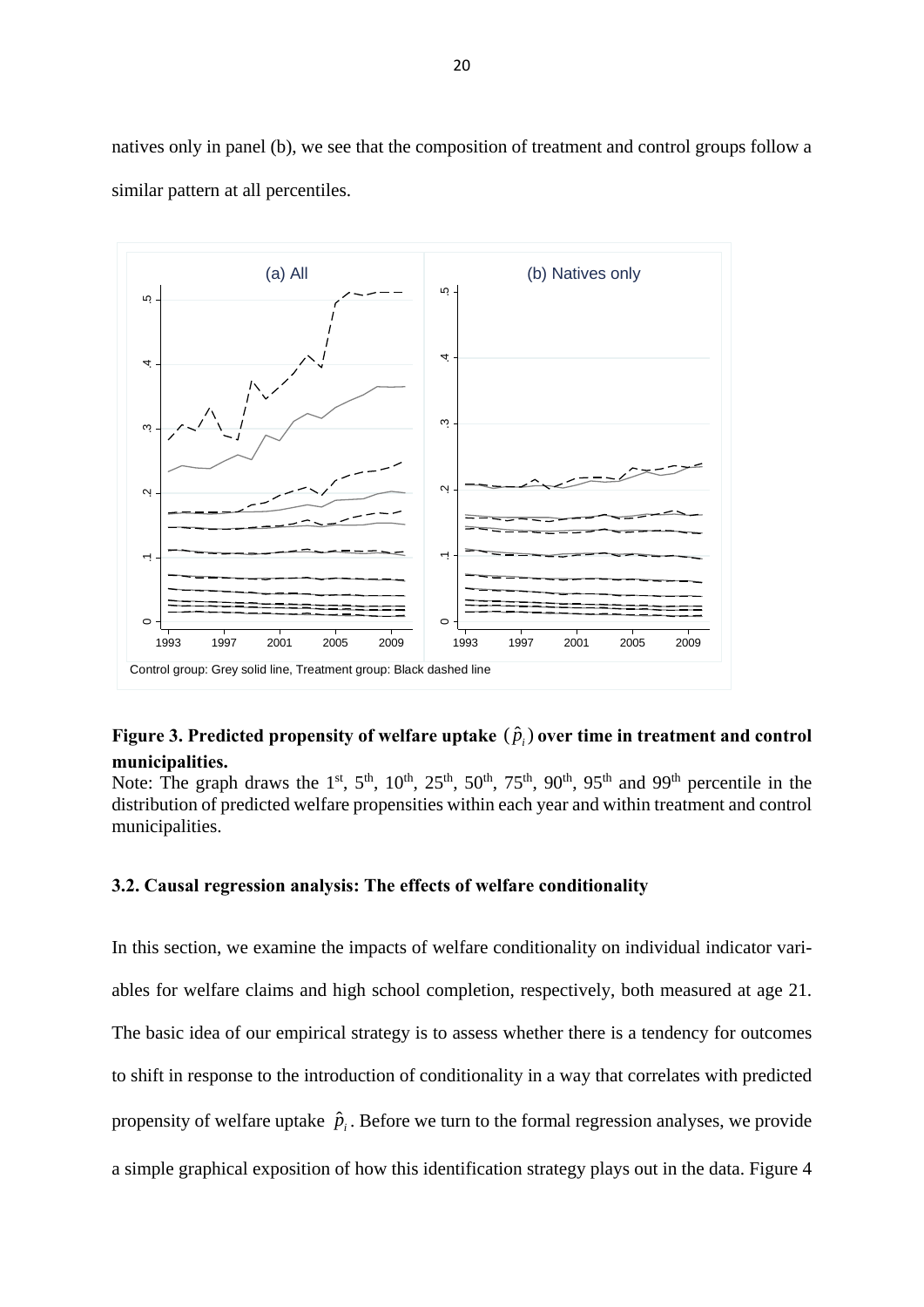natives only in panel (b), we see that the composition of treatment and control groups follow a similar pattern at all percentiles.

**Figure 3. Predicted propensity of welfare uptake $(\hat{p}_i)$ over time in treatment and control municipalities.**

Note: The graph draws the 1st, 5th, 10th, 25th, 50th, 75th, 90th, 95th and 99th percentile in the distribution of predicted welfare propensities within each year and within treatment and control municipalities.

### 3.2. Causal regression analysis: The effects of welfare conditionality

In this section, we examine the impacts of welfare conditionality on individual indicator variables for welfare claims and high school completion, respectively, both measured at age 21. The basic idea of our empirical strategy is to assess whether there is a tendency for outcomes to shift in response to the introduction of conditionality in a way that correlates with predicted propensity of welfare uptake $\hat{p}_i$. Before we turn to the formal regression analyses, we provide a simple graphical exposition of how this identification strategy plays out in the data. Figure 4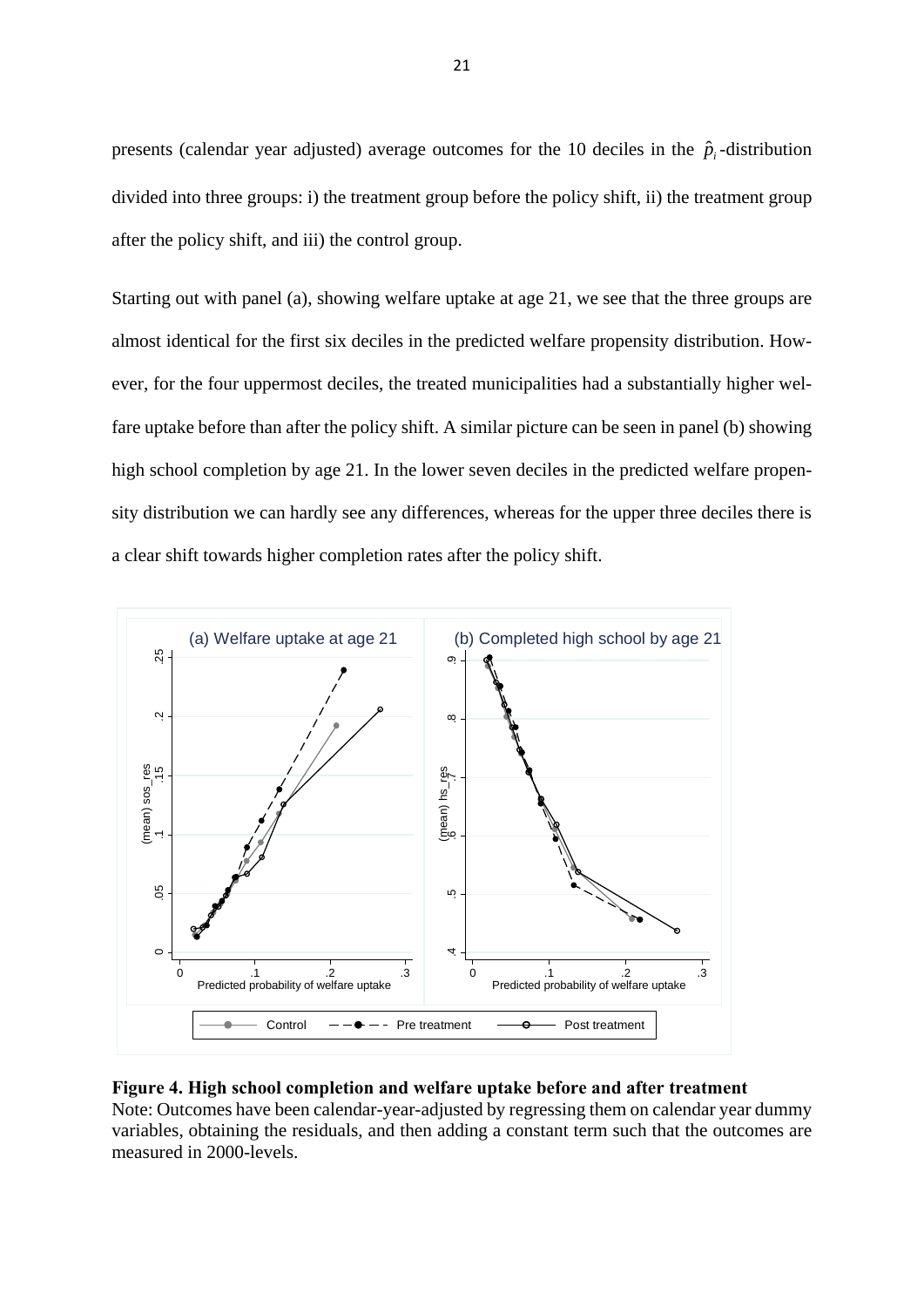presents (calendar year adjusted) average outcomes for the 10 deciles in the $\hat{p}_i$-distribution divided into three groups: i) the treatment group before the policy shift, ii) the treatment group after the policy shift, and iii) the control group.

Starting out with panel (a), showing welfare uptake at age 21, we see that the three groups are almost identical for the first six deciles in the predicted welfare propensity distribution. However, for the four uppermost deciles, the treated municipalities had a substantially higher welfare uptake before than after the policy shift. A similar picture can be seen in panel (b) showing high school completion by age 21. In the lower seven deciles in the predicted welfare propensity distribution we can hardly see any differences, whereas for the upper three deciles there is a clear shift towards higher completion rates after the policy shift.

**Figure 4. High school completion and welfare uptake before and after treatment**

Note: Outcomes have been calendar-year-adjusted by regressing them on calendar year dummy variables, obtaining the residuals, and then adding a constant term such that the outcomes are measured in 2000-levels.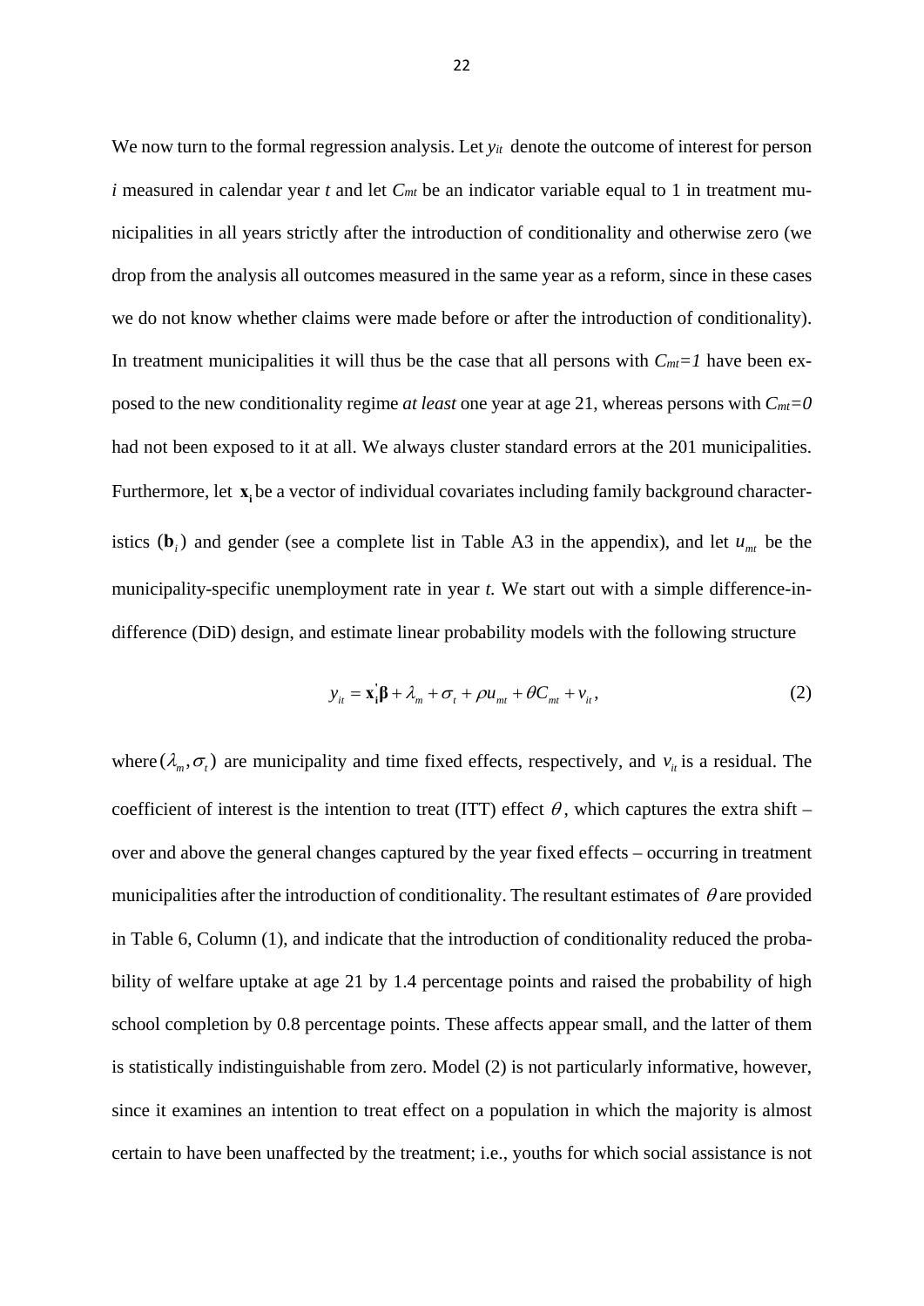We now turn to the formal regression analysis. Let $y_{it}$ denote the outcome of interest for person $i$ measured in calendar year $t$ and let $C_{mt}$ be an indicator variable equal to 1 in treatment municipalities in all years strictly after the introduction of conditionality and otherwise zero (we drop from the analysis all outcomes measured in the same year as a reform, since in these cases we do not know whether claims were made before or after the introduction of conditionality). In treatment municipalities it will thus be the case that all persons with $C_{mt}=1$ have been exposed to the new conditionality regime *at least* one year at age 21, whereas persons with $C_{mt}=0$ had not been exposed to it at all. We always cluster standard errors at the 201 municipalities. Furthermore, let $\mathbf{x_i}$ be a vector of individual covariates including family background characteristics ($\mathbf{b}_i$) and gender (see a complete list in Table A3 in the appendix), and let $u_{mt}$ be the municipality-specific unemployment rate in year $t$. We start out with a simple difference-in-difference (DiD) design, and estimate linear probability models with the following structure

$$y_{it} = \mathbf{x_i}'\boldsymbol{\beta} + \lambda_m + \sigma_t + \rho u_{mt} + \theta C_{mt} + v_{it}, \tag{2}$$

where $(\lambda_m, \sigma_t)$ are municipality and time fixed effects, respectively, and $v_{it}$ is a residual. The coefficient of interest is the intention to treat (ITT) effect $\theta$, which captures the extra shift – over and above the general changes captured by the year fixed effects – occurring in treatment municipalities after the introduction of conditionality. The resultant estimates of $\theta$ are provided in Table 6, Column (1), and indicate that the introduction of conditionality reduced the probability of welfare uptake at age 21 by 1.4 percentage points and raised the probability of high school completion by 0.8 percentage points. These affects appear small, and the latter of them is statistically indistinguishable from zero. Model (2) is not particularly informative, however, since it examines an intention to treat effect on a population in which the majority is almost certain to have been unaffected by the treatment; i.e., youths for which social assistance is not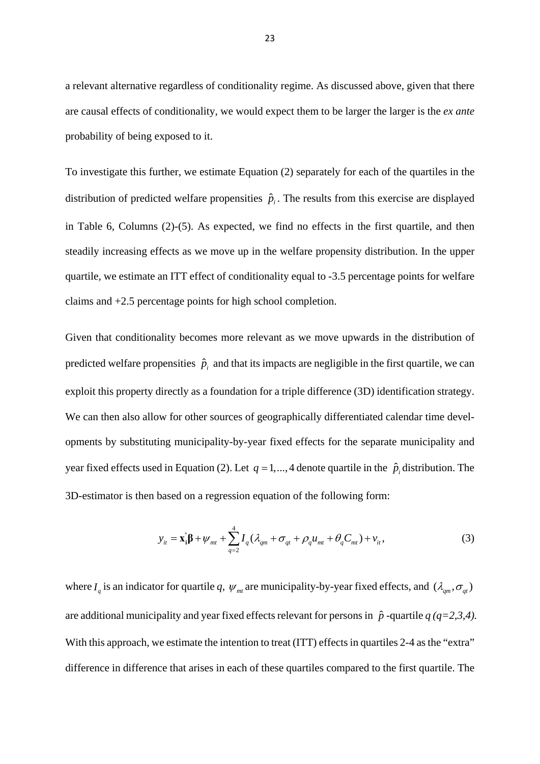a relevant alternative regardless of conditionality regime. As discussed above, given that there are causal effects of conditionality, we would expect them to be larger the larger is the *ex ante* probability of being exposed to it.

To investigate this further, we estimate Equation (2) separately for each of the quartiles in the distribution of predicted welfare propensities $\hat{p}_i$. The results from this exercise are displayed in Table 6, Columns (2)-(5). As expected, we find no effects in the first quartile, and then steadily increasing effects as we move up in the welfare propensity distribution. In the upper quartile, we estimate an ITT effect of conditionality equal to -3.5 percentage points for welfare claims and +2.5 percentage points for high school completion.

Given that conditionality becomes more relevant as we move upwards in the distribution of predicted welfare propensities $\hat{p}_i$ and that its impacts are negligible in the first quartile, we can exploit this property directly as a foundation for a triple difference (3D) identification strategy. We can then also allow for other sources of geographically differentiated calendar time developments by substituting municipality-by-year fixed effects for the separate municipality and year fixed effects used in Equation (2). Let $q = 1, ..., 4$ denote quartile in the $\hat{p}_i$ distribution. The 3D-estimator is then based on a regression equation of the following form:

$$y_{it} = \mathbf{x}_i^{'}\boldsymbol{\beta} + \psi_{mt} + \sum_{q=2}^{4} I_q(\lambda_{qm} + \sigma_{qt} + \rho_q u_{mt} + \theta_q C_{mt}) + v_{it}, \tag{3}$$

where $I_q$ is an indicator for quartile $q$, $\psi_{mt}$ are municipality-by-year fixed effects, and $(\lambda_{qm}, \sigma_{qt})$ are additional municipality and year fixed effects relevant for persons in $\hat{p}$-quartile $q$ *(q=2,3,4)*. With this approach, we estimate the intention to treat (ITT) effects in quartiles 2-4 as the "extra" difference in difference that arises in each of these quartiles compared to the first quartile. The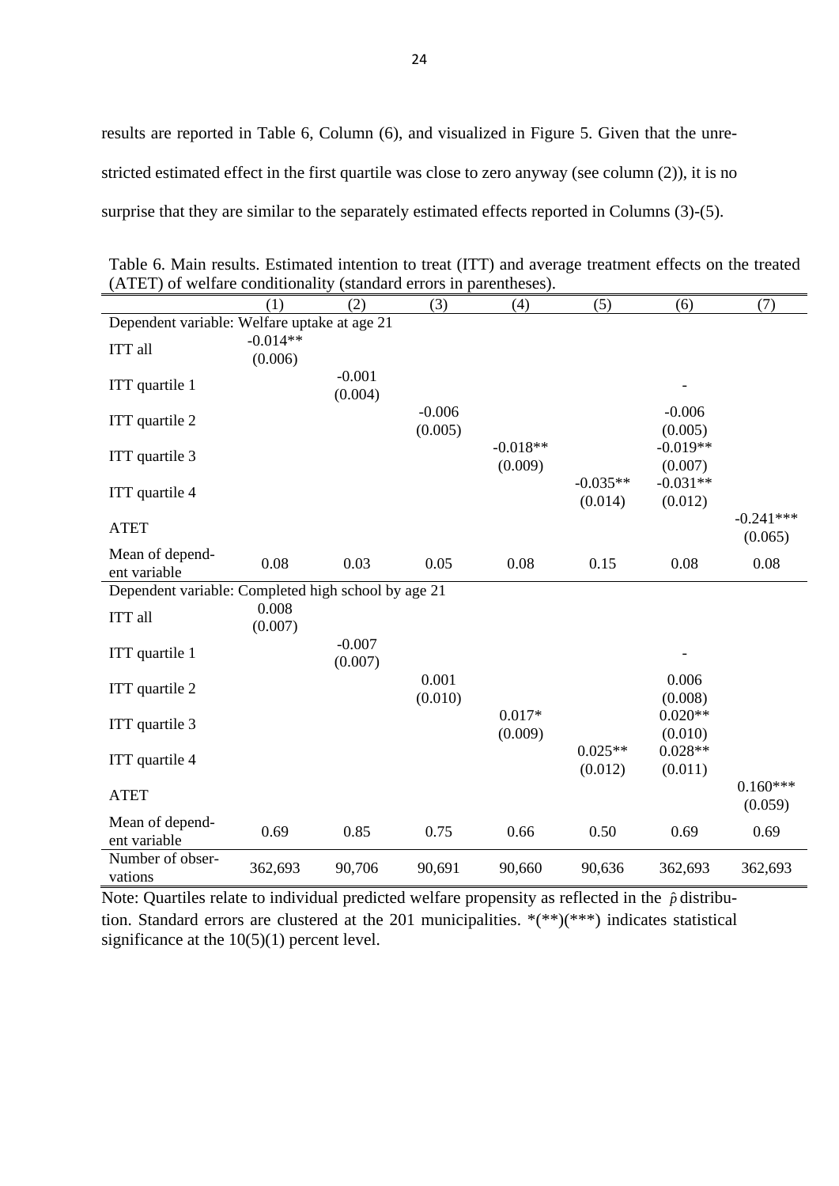results are reported in Table 6, Column (6), and visualized in Figure 5. Given that the unrestricted estimated effect in the first quartile was close to zero anyway (see column (2)), it is no surprise that they are similar to the separately estimated effects reported in Columns (3)-(5).

Table 6. Main results. Estimated intention to treat (ITT) and average treatment effects on the treated (ATET) of welfare conditionality (standard errors in parentheses).

| | (1) | (2) | (3) | (4) | (5) | (6) | (7) |
|---|---|---|---|---|---|---|---|
| Dependent variable: Welfare uptake at age 21 | | | | | | | |
| ITT all | -0.014** (0.006) | | | | | | |
| ITT quartile 1 | | -0.001 (0.004) | | | | - | |
| ITT quartile 2 | | | -0.006 (0.005) | | | -0.006 (0.005) | |
| ITT quartile 3 | | | | -0.018** (0.009) | | -0.019** (0.007) | |
| ITT quartile 4 | | | | | -0.035** (0.014) | -0.031** (0.012) | |
| ATET | | | | | | | -0.241*** (0.065) |
| Mean of dependent variable | 0.08 | 0.03 | 0.05 | 0.08 | 0.15 | 0.08 | 0.08 |
| Dependent variable: Completed high school by age 21 | | | | | | | |
| ITT all | 0.008 (0.007) | | | | | | |
| ITT quartile 1 | | -0.007 (0.007) | | | | - | |
| ITT quartile 2 | | | 0.001 (0.010) | | | 0.006 (0.008) | |
| ITT quartile 3 | | | | 0.017* (0.009) | | 0.020** (0.010) | |
| ITT quartile 4 | | | | | 0.025** (0.012) | 0.028** (0.011) | |
| ATET | | | | | | | 0.160*** (0.059) |
| Mean of dependent variable | 0.69 | 0.85 | 0.75 | 0.66 | 0.50 | 0.69 | 0.69 |
| Number of observations | 362,693 | 90,706 | 90,691 | 90,660 | 90,636 | 362,693 | 362,693 |

Note: Quartiles relate to individual predicted welfare propensity as reflected in the $\hat{p}$ distribution. Standard errors are clustered at the 201 municipalities. *(**)(***) indicates statistical significance at the 10(5)(1) percent level.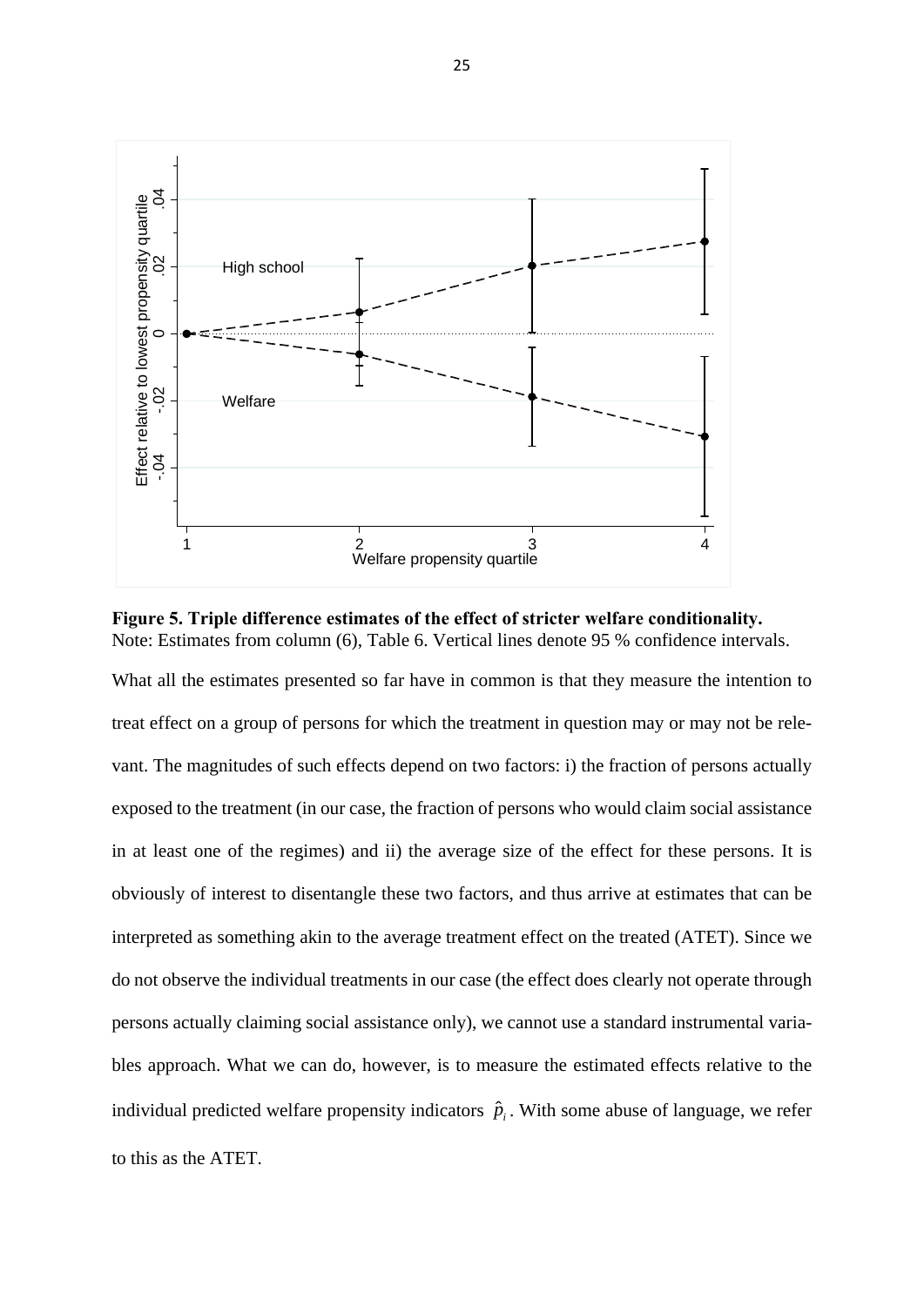**Figure 5. Triple difference estimates of the effect of stricter welfare conditionality.**
Note: Estimates from column (6), Table 6. Vertical lines denote 95 % confidence intervals.

What all the estimates presented so far have in common is that they measure the intention to treat effect on a group of persons for which the treatment in question may or may not be relevant. The magnitudes of such effects depend on two factors: i) the fraction of persons actually exposed to the treatment (in our case, the fraction of persons who would claim social assistance in at least one of the regimes) and ii) the average size of the effect for these persons. It is obviously of interest to disentangle these two factors, and thus arrive at estimates that can be interpreted as something akin to the average treatment effect on the treated (ATET). Since we do not observe the individual treatments in our case (the effect does clearly not operate through persons actually claiming social assistance only), we cannot use a standard instrumental variables approach. What we can do, however, is to measure the estimated effects relative to the individual predicted welfare propensity indicators $\hat{p}_i$. With some abuse of language, we refer to this as the ATET.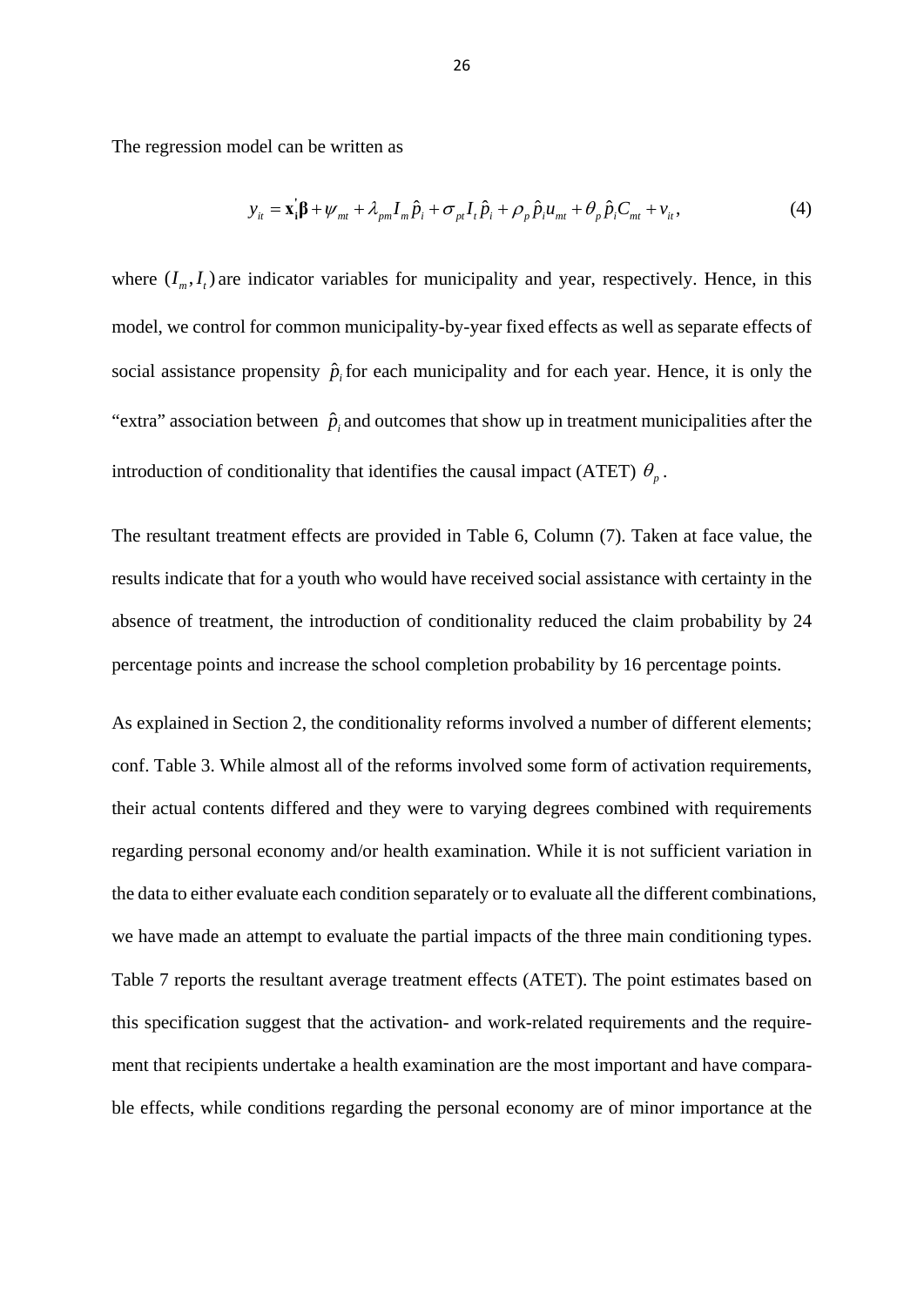The regression model can be written as

$$y_{it} = \mathbf{x}_{\mathbf{i}}^{'}\boldsymbol{\beta} + \psi_{mt} + \lambda_{pm} I_m \hat{p}_i + \sigma_{pt} I_t \hat{p}_i + \rho_p \hat{p}_i u_{mt} + \theta_p \hat{p}_i C_{mt} + v_{it}, \tag{4}$$

where $(I_m, I_t)$ are indicator variables for municipality and year, respectively. Hence, in this model, we control for common municipality-by-year fixed effects as well as separate effects of social assistance propensity $\hat{p}_i$ for each municipality and for each year. Hence, it is only the "extra" association between $\hat{p}_i$ and outcomes that show up in treatment municipalities after the introduction of conditionality that identifies the causal impact (ATET) $\theta_p$.

The resultant treatment effects are provided in Table 6, Column (7). Taken at face value, the results indicate that for a youth who would have received social assistance with certainty in the absence of treatment, the introduction of conditionality reduced the claim probability by 24 percentage points and increase the school completion probability by 16 percentage points.

As explained in Section 2, the conditionality reforms involved a number of different elements; conf. Table 3. While almost all of the reforms involved some form of activation requirements, their actual contents differed and they were to varying degrees combined with requirements regarding personal economy and/or health examination. While it is not sufficient variation in the data to either evaluate each condition separately or to evaluate all the different combinations, we have made an attempt to evaluate the partial impacts of the three main conditioning types. Table 7 reports the resultant average treatment effects (ATET). The point estimates based on this specification suggest that the activation- and work-related requirements and the requirement that recipients undertake a health examination are the most important and have comparable effects, while conditions regarding the personal economy are of minor importance at the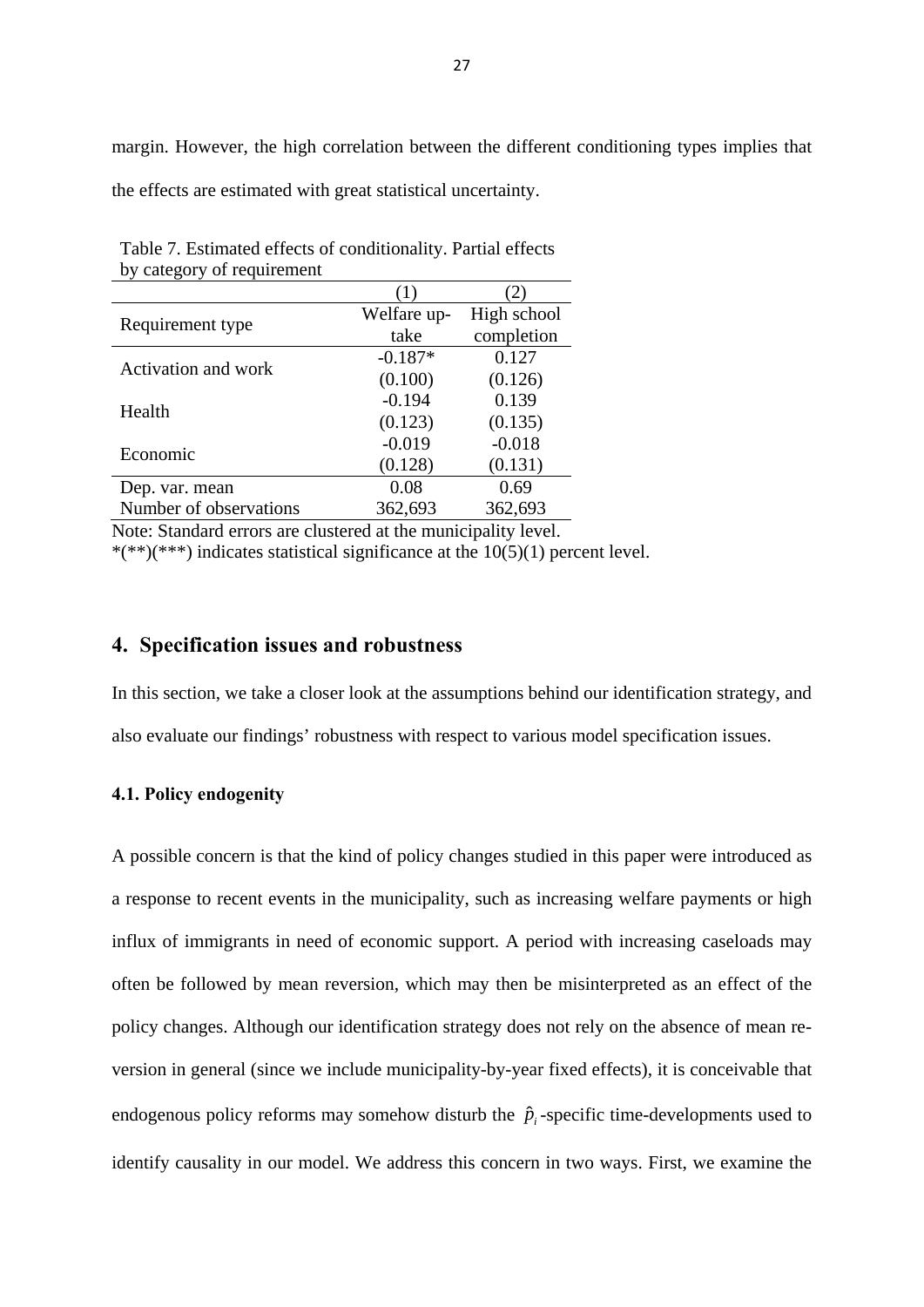margin. However, the high correlation between the different conditioning types implies that the effects are estimated with great statistical uncertainty.

Table 7. Estimated effects of conditionality. Partial effects by category of requirement

| | (1) | (2) |
|---|---|---|
| Requirement type | Welfare up-take | High school completion |
| Activation and work | -0.187* | 0.127 |
| | (0.100) | (0.126) |
| Health | -0.194 | 0.139 |
| | (0.123) | (0.135) |
| Economic | -0.019 | -0.018 |
| | (0.128) | (0.131) |
| Dep. var. mean | 0.08 | 0.69 |
| Number of observations | 362,693 | 362,693 |

Note: Standard errors are clustered at the municipality level.
*(**)(***) indicates statistical significance at the 10(5)(1) percent level.

## 4. Specification issues and robustness

In this section, we take a closer look at the assumptions behind our identification strategy, and also evaluate our findings' robustness with respect to various model specification issues.

### 4.1. Policy endogenity

A possible concern is that the kind of policy changes studied in this paper were introduced as a response to recent events in the municipality, such as increasing welfare payments or high influx of immigrants in need of economic support. A period with increasing caseloads may often be followed by mean reversion, which may then be misinterpreted as an effect of the policy changes. Although our identification strategy does not rely on the absence of mean reversion in general (since we include municipality-by-year fixed effects), it is conceivable that endogenous policy reforms may somehow disturb the $\hat{p}_i$-specific time-developments used to identify causality in our model. We address this concern in two ways. First, we examine the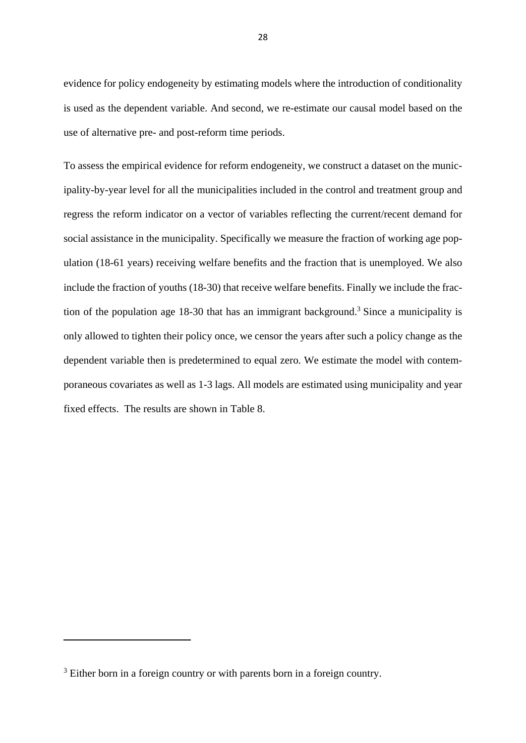evidence for policy endogeneity by estimating models where the introduction of conditionality is used as the dependent variable. And second, we re-estimate our causal model based on the use of alternative pre- and post-reform time periods.

To assess the empirical evidence for reform endogeneity, we construct a dataset on the municipality-by-year level for all the municipalities included in the control and treatment group and regress the reform indicator on a vector of variables reflecting the current/recent demand for social assistance in the municipality. Specifically we measure the fraction of working age population (18-61 years) receiving welfare benefits and the fraction that is unemployed. We also include the fraction of youths (18-30) that receive welfare benefits. Finally we include the fraction of the population age 18-30 that has an immigrant background.[3] Since a municipality is only allowed to tighten their policy once, we censor the years after such a policy change as the dependent variable then is predetermined to equal zero. We estimate the model with contemporaneous covariates as well as 1-3 lags. All models are estimated using municipality and year fixed effects. The results are shown in Table 8.

[3] Either born in a foreign country or with parents born in a foreign country.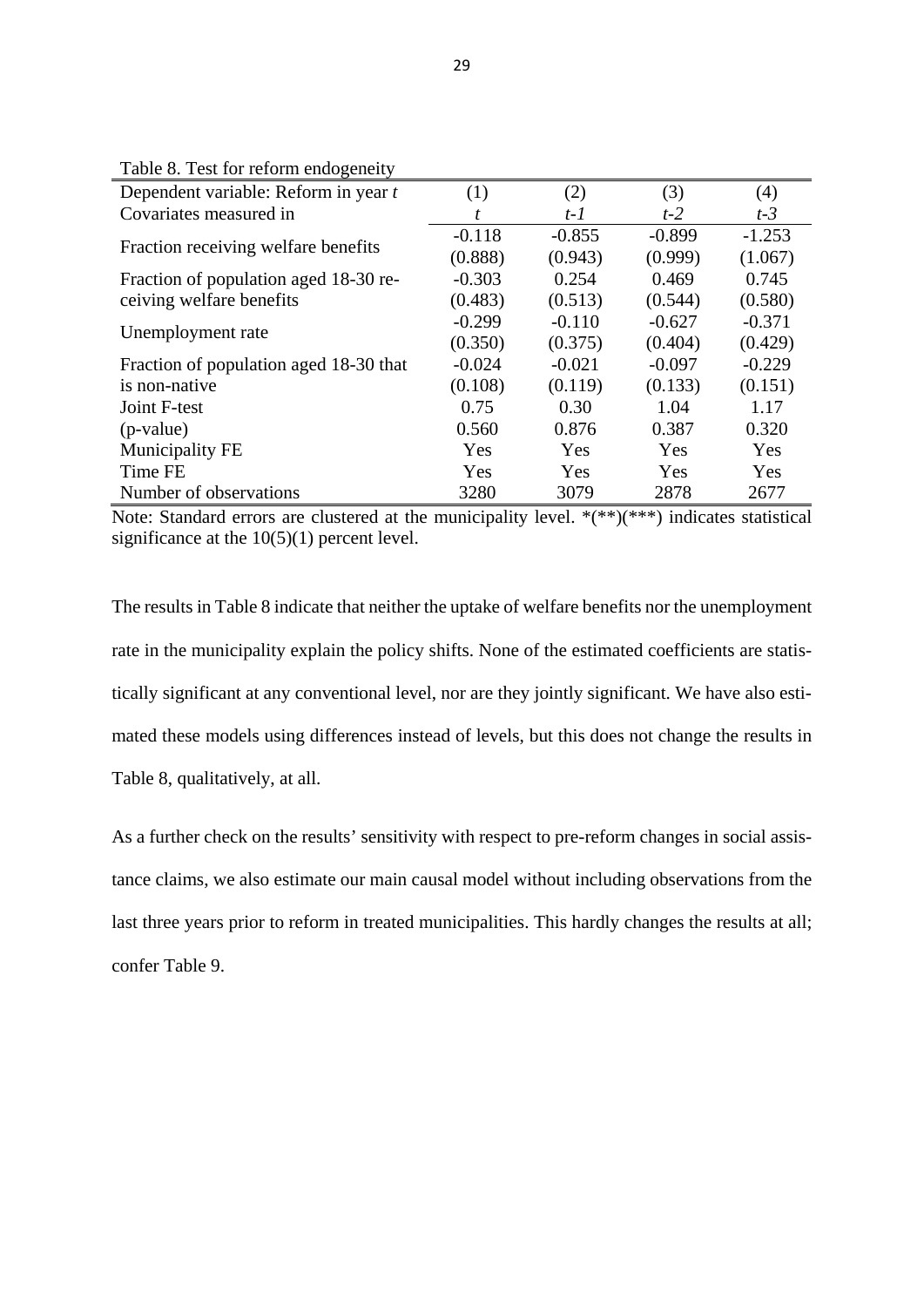Table 8. Test for reform endogeneity

| Dependent variable: Reform in year *t* | (1) | (2) | (3) | (4) |
|---|---|---|---|---|
| Covariates measured in | *t* | *t-1* | *t-2* | *t-3* |
| Fraction receiving welfare benefits | -0.118 | -0.855 | -0.899 | -1.253 |
| | (0.888) | (0.943) | (0.999) | (1.067) |
| Fraction of population aged 18-30 receiving welfare benefits | -0.303 | 0.254 | 0.469 | 0.745 |
| | (0.483) | (0.513) | (0.544) | (0.580) |
| Unemployment rate | -0.299 | -0.110 | -0.627 | -0.371 |
| | (0.350) | (0.375) | (0.404) | (0.429) |
| Fraction of population aged 18-30 that is non-native | -0.024 | -0.021 | -0.097 | -0.229 |
| | (0.108) | (0.119) | (0.133) | (0.151) |
| Joint F-test | 0.75 | 0.30 | 1.04 | 1.17 |
| (p-value) | 0.560 | 0.876 | 0.387 | 0.320 |
| Municipality FE | Yes | Yes | Yes | Yes |
| Time FE | Yes | Yes | Yes | Yes |
| Number of observations | 3280 | 3079 | 2878 | 2677 |

Note: Standard errors are clustered at the municipality level. *(**)(***) indicates statistical significance at the 10(5)(1) percent level.

The results in Table 8 indicate that neither the uptake of welfare benefits nor the unemployment rate in the municipality explain the policy shifts. None of the estimated coefficients are statistically significant at any conventional level, nor are they jointly significant. We have also estimated these models using differences instead of levels, but this does not change the results in Table 8, qualitatively, at all.

As a further check on the results' sensitivity with respect to pre-reform changes in social assistance claims, we also estimate our main causal model without including observations from the last three years prior to reform in treated municipalities. This hardly changes the results at all; confer Table 9.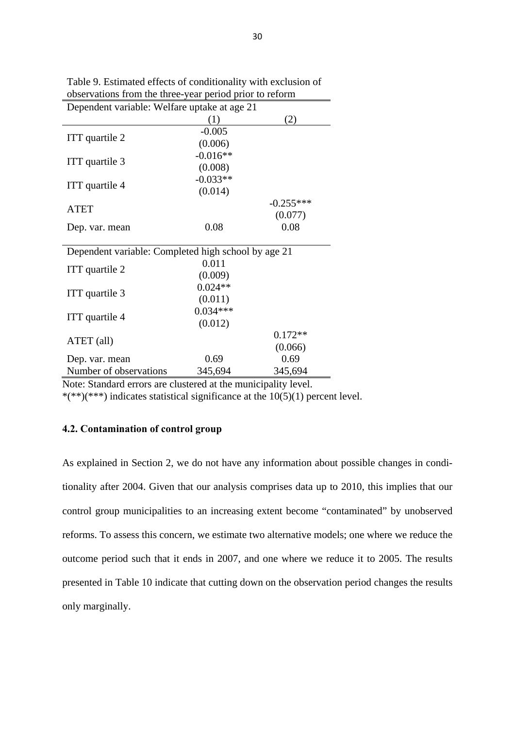Table 9. Estimated effects of conditionality with exclusion of observations from the three-year period prior to reform

| Dependent variable: Welfare uptake at age 21 | | |
|---|---|---|
| | (1) | (2) |
| ITT quartile 2 | -0.005 | |
| | (0.006) | |
| ITT quartile 3 | -0.016** | |
| | (0.008) | |
| ITT quartile 4 | -0.033** | |
| | (0.014) | |
| ATET | | -0.255*** |
| | | (0.077) |
| Dep. var. mean | 0.08 | 0.08 |
| **Dependent variable: Completed high school by age 21** | | |
| ITT quartile 2 | 0.011 | |
| | (0.009) | |
| ITT quartile 3 | 0.024** | |
| | (0.011) | |
| ITT quartile 4 | 0.034*** | |
| | (0.012) | |
| ATET (all) | | 0.172** |
| | | (0.066) |
| Dep. var. mean | 0.69 | 0.69 |
| Number of observations | 345,694 | 345,694 |

Note: Standard errors are clustered at the municipality level.
*(**)(***) indicates statistical significance at the 10(5)(1) percent level.

### 4.2. Contamination of control group

As explained in Section 2, we do not have any information about possible changes in conditionality after 2004. Given that our analysis comprises data up to 2010, this implies that our control group municipalities to an increasing extent become "contaminated" by unobserved reforms. To assess this concern, we estimate two alternative models; one where we reduce the outcome period such that it ends in 2007, and one where we reduce it to 2005. The results presented in Table 10 indicate that cutting down on the observation period changes the results only marginally.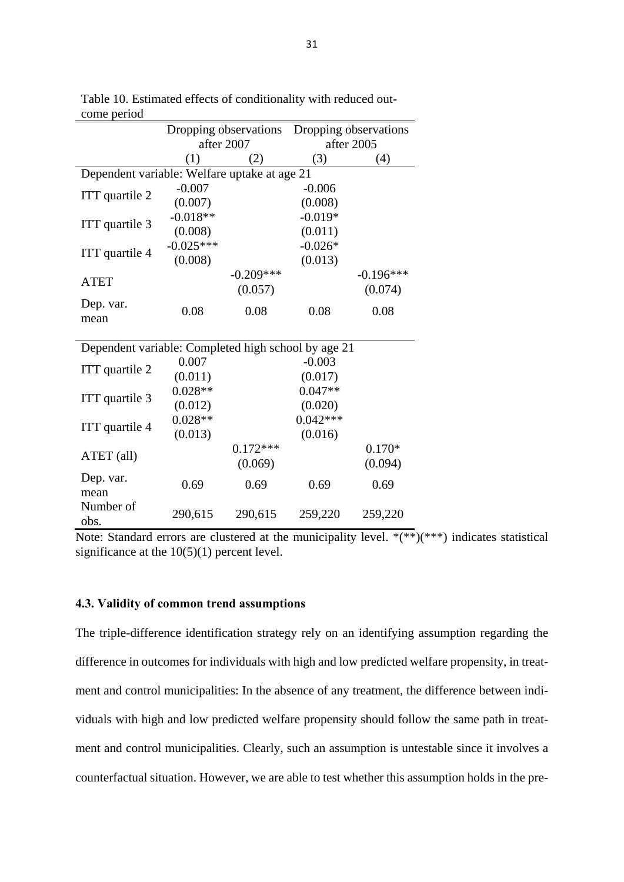Table 10. Estimated effects of conditionality with reduced outcome period

| | Dropping observations after 2007 | | Dropping observations after 2005 | |
|---|---|---|---|---|
| | (1) | (2) | (3) | (4) |
| Dependent variable: Welfare uptake at age 21 | | | | |
| ITT quartile 2 | -0.007 | | -0.006 | |
| | (0.007) | | (0.008) | |
| ITT quartile 3 | -0.018** | | -0.019* | |
| | (0.008) | | (0.011) | |
| ITT quartile 4 | -0.025*** | | -0.026* | |
| | (0.008) | | (0.013) | |
| ATET | | -0.209*** | | -0.196*** |
| | | (0.057) | | (0.074) |
| Dep. var. mean | 0.08 | 0.08 | 0.08 | 0.08 |
| Dependent variable: Completed high school by age 21 | | | | |
| ITT quartile 2 | 0.007 | | -0.003 | |
| | (0.011) | | (0.017) | |
| ITT quartile 3 | 0.028** | | 0.047** | |
| | (0.012) | | (0.020) | |
| ITT quartile 4 | 0.028** | | 0.042*** | |
| | (0.013) | | (0.016) | |
| ATET (all) | | 0.172*** | | 0.170* |
| | | (0.069) | | (0.094) |
| Dep. var. mean | 0.69 | 0.69 | 0.69 | 0.69 |
| Number of obs. | 290,615 | 290,615 | 259,220 | 259,220 |

Note: Standard errors are clustered at the municipality level. *(**)(***) indicates statistical significance at the 10(5)(1) percent level.

### 4.3. Validity of common trend assumptions

The triple-difference identification strategy rely on an identifying assumption regarding the difference in outcomes for individuals with high and low predicted welfare propensity, in treatment and control municipalities: In the absence of any treatment, the difference between individuals with high and low predicted welfare propensity should follow the same path in treatment and control municipalities. Clearly, such an assumption is untestable since it involves a counterfactual situation. However, we are able to test whether this assumption holds in the pre-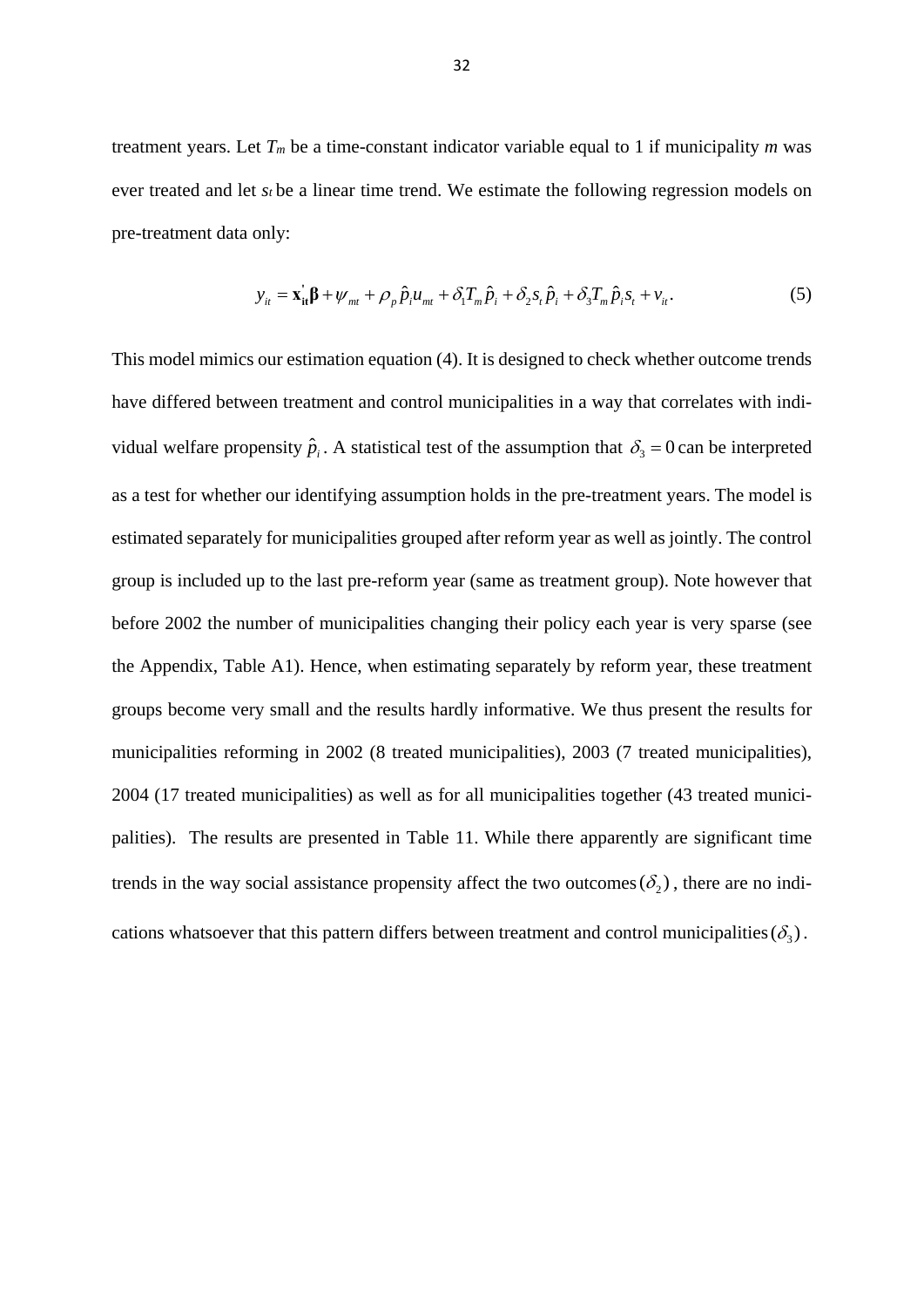treatment years. Let $T_m$ be a time-constant indicator variable equal to 1 if municipality $m$ was ever treated and let $s_t$ be a linear time trend. We estimate the following regression models on pre-treatment data only:

$$y_{it} = \mathbf{x}_{\mathbf{it}}^{'}\boldsymbol{\beta} + \psi_{mt} + \rho_p \hat{p}_i u_{mt} + \delta_1 T_m \hat{p}_i + \delta_2 s_t \hat{p}_i + \delta_3 T_m \hat{p}_i s_t + v_{it}. \tag{5}$$

This model mimics our estimation equation (4). It is designed to check whether outcome trends have differed between treatment and control municipalities in a way that correlates with individual welfare propensity $\hat{p}_i$. A statistical test of the assumption that $\delta_3 = 0$ can be interpreted as a test for whether our identifying assumption holds in the pre-treatment years. The model is estimated separately for municipalities grouped after reform year as well as jointly. The control group is included up to the last pre-reform year (same as treatment group). Note however that before 2002 the number of municipalities changing their policy each year is very sparse (see the Appendix, Table A1). Hence, when estimating separately by reform year, these treatment groups become very small and the results hardly informative. We thus present the results for municipalities reforming in 2002 (8 treated municipalities), 2003 (7 treated municipalities), 2004 (17 treated municipalities) as well as for all municipalities together (43 treated municipalities). The results are presented in Table 11. While there apparently are significant time trends in the way social assistance propensity affect the two outcomes $(\delta_2)$, there are no indications whatsoever that this pattern differs between treatment and control municipalities $(\delta_3)$.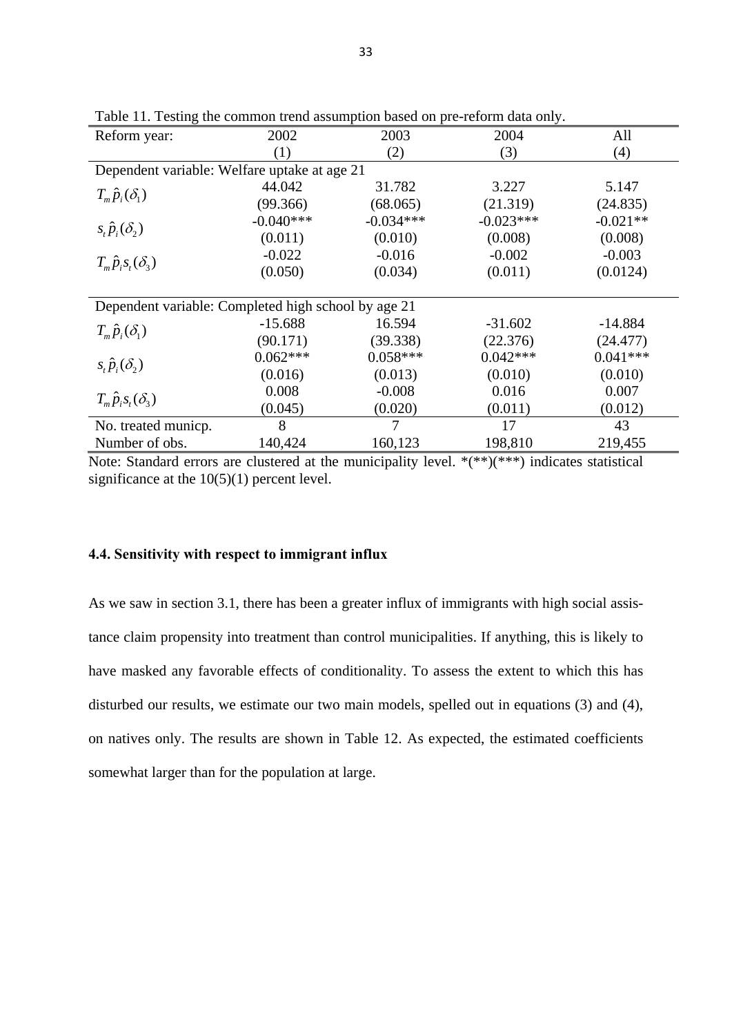Table 11. Testing the common trend assumption based on pre-reform data only.

| Reform year: | 2002 | 2003 | 2004 | All |
|---|---|---|---|---|
| | (1) | (2) | (3) | (4) |
| Dependent variable: Welfare uptake at age 21 | | | | |
| $T_m \hat{p}_i (\delta_1)$ | 44.042 | 31.782 | 3.227 | 5.147 |
| | (99.366) | (68.065) | (21.319) | (24.835) |
| $s_t \hat{p}_i (\delta_2)$ | -0.040*** | -0.034*** | -0.023*** | -0.021** |
| | (0.011) | (0.010) | (0.008) | (0.008) |
| $T_m \hat{p}_i s_t (\delta_3)$ | -0.022 | -0.016 | -0.002 | -0.003 |
| | (0.050) | (0.034) | (0.011) | (0.0124) |
| Dependent variable: Completed high school by age 21 | | | | |
| $T_m \hat{p}_i (\delta_1)$ | -15.688 | 16.594 | -31.602 | -14.884 |
| | (90.171) | (39.338) | (22.376) | (24.477) |
| $s_t \hat{p}_i (\delta_2)$ | 0.062*** | 0.058*** | 0.042*** | 0.041*** |
| | (0.016) | (0.013) | (0.010) | (0.010) |
| $T_m \hat{p}_i s_t (\delta_3)$ | 0.008 | -0.008 | 0.016 | 0.007 |
| | (0.045) | (0.020) | (0.011) | (0.012) |
| No. treated municp. | 8 | 7 | 17 | 43 |
| Number of obs. | 140,424 | 160,123 | 198,810 | 219,455 |

Note: Standard errors are clustered at the municipality level. *(**)(***) indicates statistical significance at the 10(5)(1) percent level.

#### 4.4. Sensitivity with respect to immigrant influx

As we saw in section 3.1, there has been a greater influx of immigrants with high social assistance claim propensity into treatment than control municipalities. If anything, this is likely to have masked any favorable effects of conditionality. To assess the extent to which this has disturbed our results, we estimate our two main models, spelled out in equations (3) and (4), on natives only. The results are shown in Table 12. As expected, the estimated coefficients somewhat larger than for the population at large.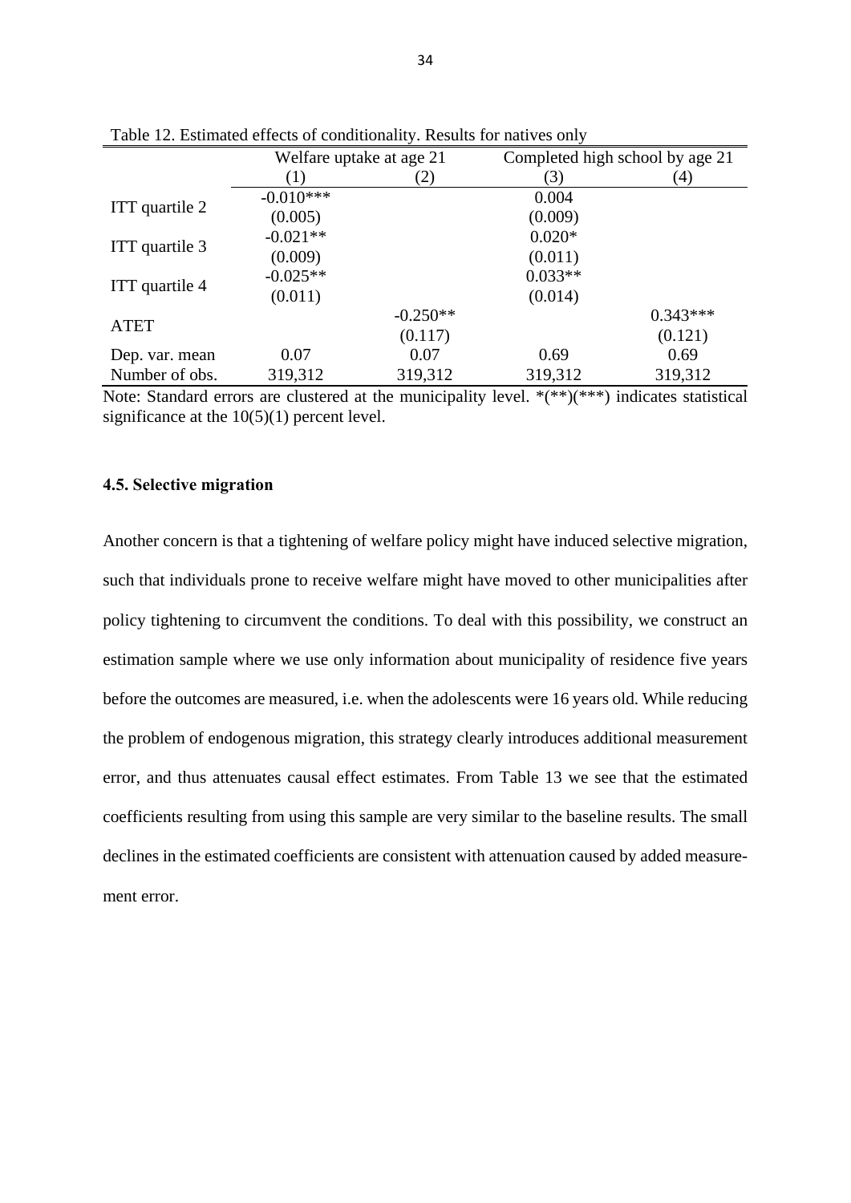Table 12. Estimated effects of conditionality. Results for natives only

| | Welfare uptake at age 21 | | Completed high school by age 21 | |
|---|---|---|---|---|
| | (1) | (2) | (3) | (4) |
| ITT quartile 2 | -0.010*** | | 0.004 | |
| | (0.005) | | (0.009) | |
| ITT quartile 3 | -0.021** | | 0.020* | |
| | (0.009) | | (0.011) | |
| ITT quartile 4 | -0.025** | | 0.033** | |
| | (0.011) | | (0.014) | |
| ATET | | -0.250** | | 0.343*** |
| | | (0.117) | | (0.121) |
| Dep. var. mean | 0.07 | 0.07 | 0.69 | 0.69 |
| Number of obs. | 319,312 | 319,312 | 319,312 | 319,312 |

Note: Standard errors are clustered at the municipality level. *(**)(***) indicates statistical significance at the 10(5)(1) percent level.

### 4.5. Selective migration

Another concern is that a tightening of welfare policy might have induced selective migration, such that individuals prone to receive welfare might have moved to other municipalities after policy tightening to circumvent the conditions. To deal with this possibility, we construct an estimation sample where we use only information about municipality of residence five years before the outcomes are measured, i.e. when the adolescents were 16 years old. While reducing the problem of endogenous migration, this strategy clearly introduces additional measurement error, and thus attenuates causal effect estimates. From Table 13 we see that the estimated coefficients resulting from using this sample are very similar to the baseline results. The small declines in the estimated coefficients are consistent with attenuation caused by added measurement error.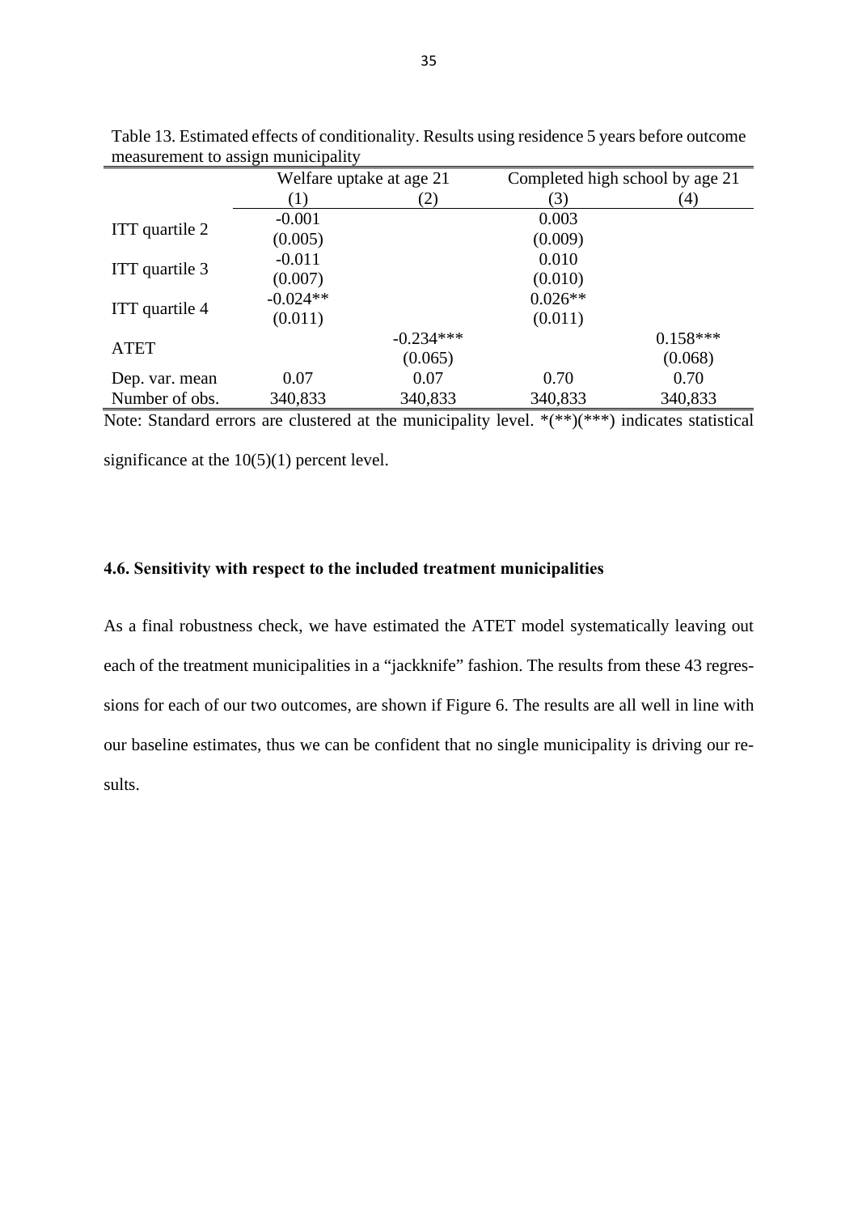Table 13. Estimated effects of conditionality. Results using residence 5 years before outcome measurement to assign municipality

| | Welfare uptake at age 21 | | Completed high school by age 21 | |
|---|---|---|---|---|
| | (1) | (2) | (3) | (4) |
| ITT quartile 2 | -0.001 | | 0.003 | |
| | (0.005) | | (0.009) | |
| ITT quartile 3 | -0.011 | | 0.010 | |
| | (0.007) | | (0.010) | |
| ITT quartile 4 | -0.024** | | 0.026** | |
| | (0.011) | | (0.011) | |
| ATET | | -0.234*** | | 0.158*** |
| | | (0.065) | | (0.068) |
| Dep. var. mean | 0.07 | 0.07 | 0.70 | 0.70 |
| Number of obs. | 340,833 | 340,833 | 340,833 | 340,833 |

Note: Standard errors are clustered at the municipality level. *(**)(***) indicates statistical significance at the 10(5)(1) percent level.

### 4.6. Sensitivity with respect to the included treatment municipalities

As a final robustness check, we have estimated the ATET model systematically leaving out each of the treatment municipalities in a "jackknife" fashion. The results from these 43 regressions for each of our two outcomes, are shown if Figure 6. The results are all well in line with our baseline estimates, thus we can be confident that no single municipality is driving our results.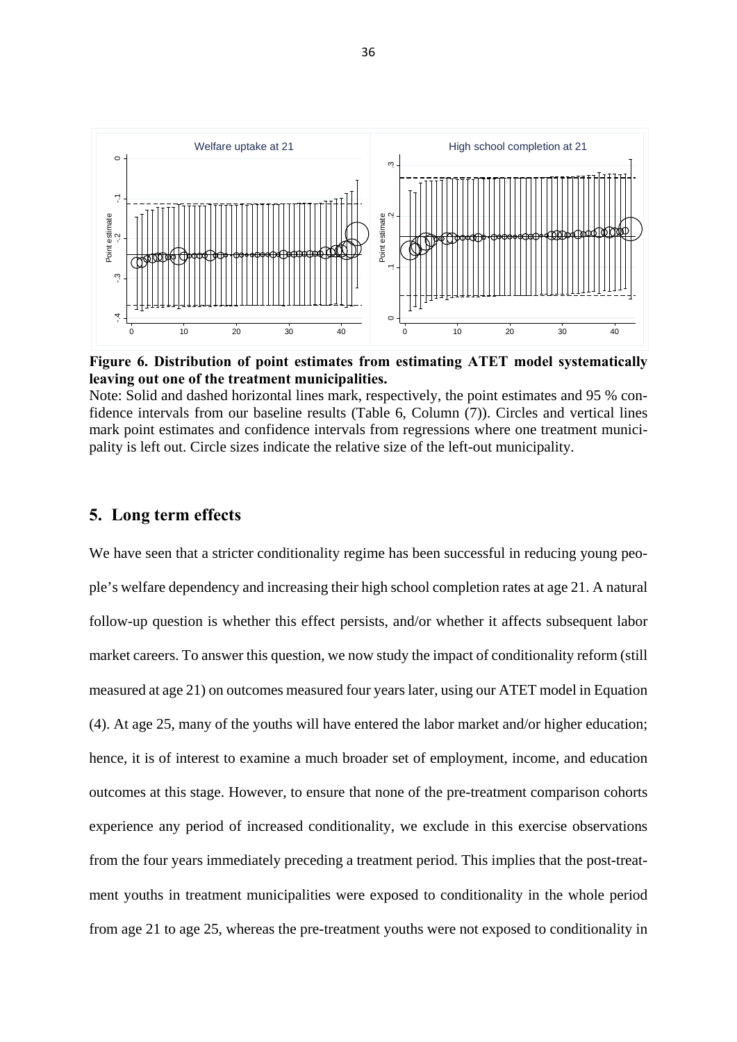**Figure 6. Distribution of point estimates from estimating ATET model systematically leaving out one of the treatment municipalities.**

Note: Solid and dashed horizontal lines mark, respectively, the point estimates and 95 % confidence intervals from our baseline results (Table 6, Column (7)). Circles and vertical lines mark point estimates and confidence intervals from regressions where one treatment municipality is left out. Circle sizes indicate the relative size of the left-out municipality.

## 5. Long term effects

We have seen that a stricter conditionality regime has been successful in reducing young people's welfare dependency and increasing their high school completion rates at age 21. A natural follow-up question is whether this effect persists, and/or whether it affects subsequent labor market careers. To answer this question, we now study the impact of conditionality reform (still measured at age 21) on outcomes measured four years later, using our ATET model in Equation (4). At age 25, many of the youths will have entered the labor market and/or higher education; hence, it is of interest to examine a much broader set of employment, income, and education outcomes at this stage. However, to ensure that none of the pre-treatment comparison cohorts experience any period of increased conditionality, we exclude in this exercise observations from the four years immediately preceding a treatment period. This implies that the post-treatment youths in treatment municipalities were exposed to conditionality in the whole period from age 21 to age 25, whereas the pre-treatment youths were not exposed to conditionality in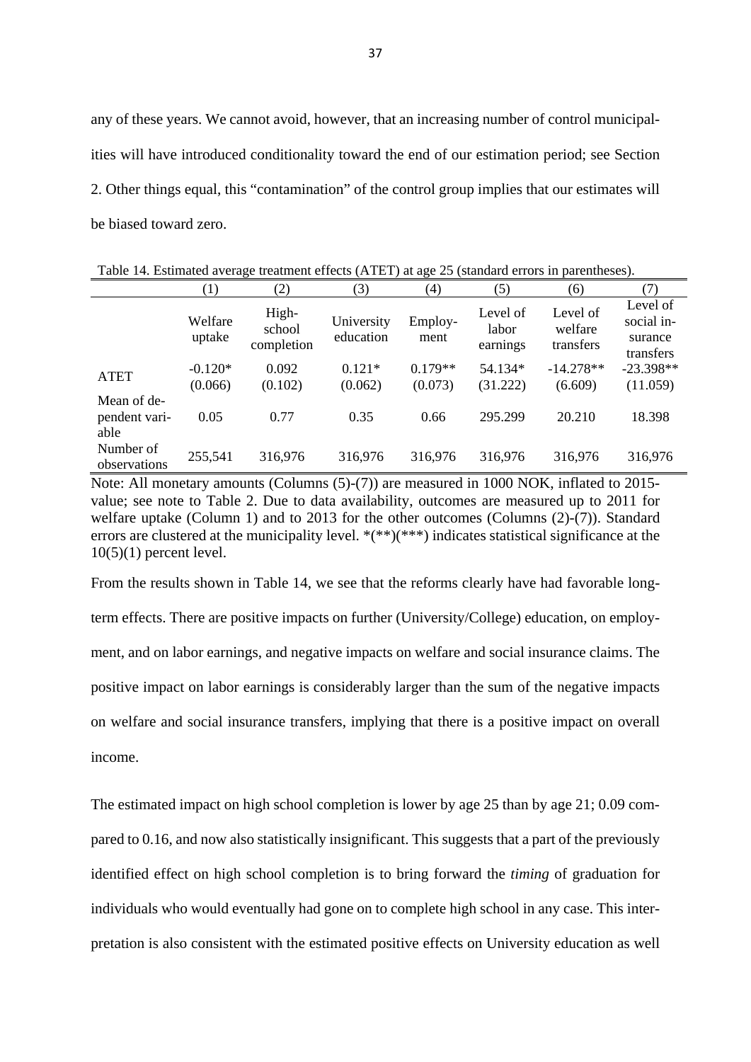any of these years. We cannot avoid, however, that an increasing number of control municipalities will have introduced conditionality toward the end of our estimation period; see Section 2. Other things equal, this "contamination" of the control group implies that our estimates will be biased toward zero.

Table 14. Estimated average treatment effects (ATET) at age 25 (standard errors in parentheses).

| | (1) | (2) | (3) | (4) | (5) | (6) | (7) |
|---|---|---|---|---|---|---|---|
| | Welfare uptake | High-school completion | University education | Employ-ment | Level of labor earnings | Level of welfare transfers | Level of social insurance transfers |
| ATET | -0.120*<br>(0.066) | 0.092<br>(0.102) | 0.121*<br>(0.062) | 0.179**<br>(0.073) | 54.134*<br>(31.222) | -14.278**<br>(6.609) | -23.398**<br>(11.059) |
| Mean of dependent variable | 0.05 | 0.77 | 0.35 | 0.66 | 295.299 | 20.210 | 18.398 |
| Number of observations | 255,541 | 316,976 | 316,976 | 316,976 | 316,976 | 316,976 | 316,976 |

Note: All monetary amounts (Columns (5)-(7)) are measured in 1000 NOK, inflated to 2015-value; see note to Table 2. Due to data availability, outcomes are measured up to 2011 for welfare uptake (Column 1) and to 2013 for the other outcomes (Columns (2)-(7)). Standard errors are clustered at the municipality level. *(**)(***) indicates statistical significance at the 10(5)(1) percent level.

From the results shown in Table 14, we see that the reforms clearly have had favorable long-term effects. There are positive impacts on further (University/College) education, on employment, and on labor earnings, and negative impacts on welfare and social insurance claims. The positive impact on labor earnings is considerably larger than the sum of the negative impacts on welfare and social insurance transfers, implying that there is a positive impact on overall income.

The estimated impact on high school completion is lower by age 25 than by age 21; 0.09 compared to 0.16, and now also statistically insignificant. This suggests that a part of the previously identified effect on high school completion is to bring forward the *timing* of graduation for individuals who would eventually had gone on to complete high school in any case. This interpretation is also consistent with the estimated positive effects on University education as well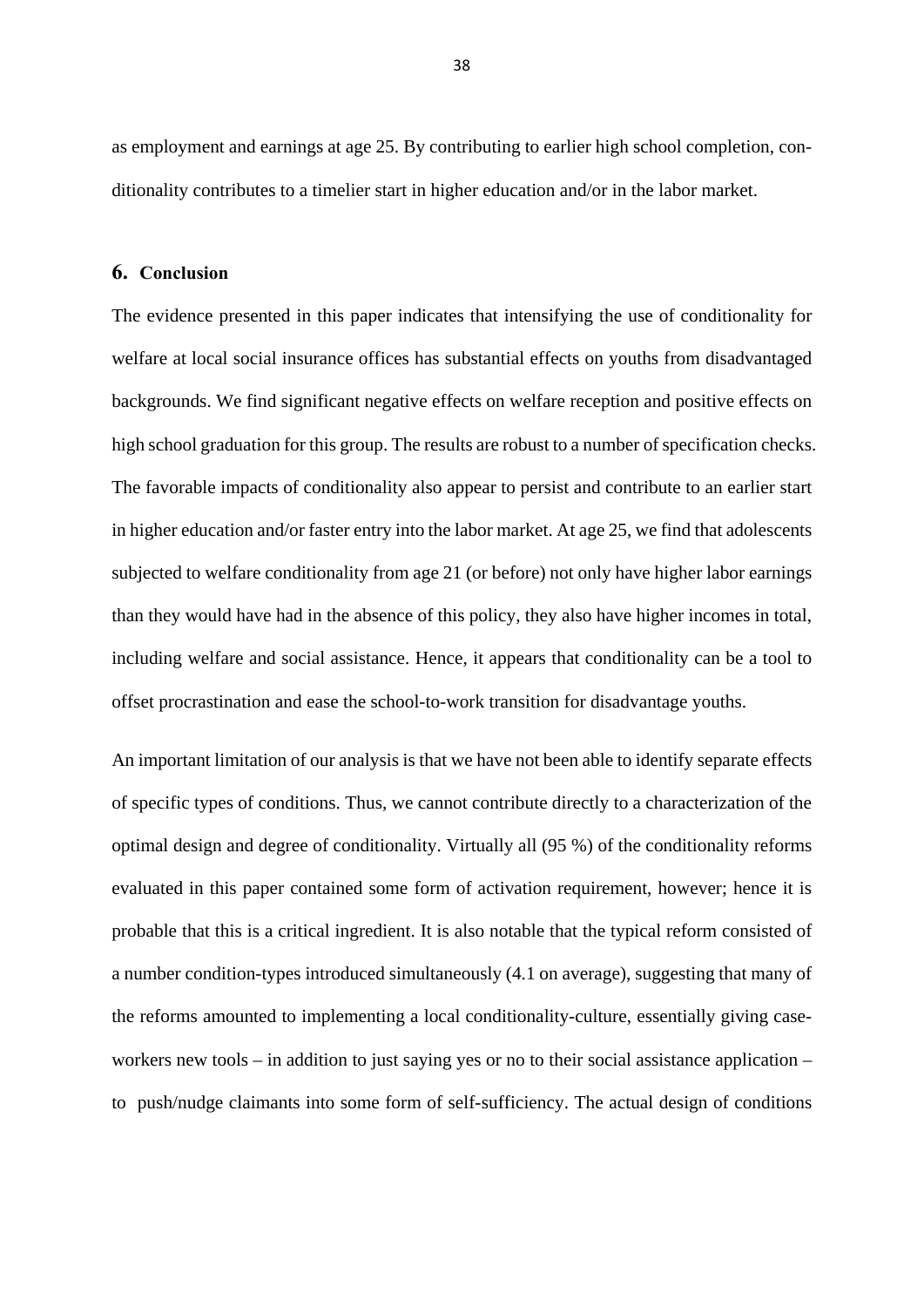as employment and earnings at age 25. By contributing to earlier high school completion, conditionality contributes to a timelier start in higher education and/or in the labor market.

## 6. Conclusion

The evidence presented in this paper indicates that intensifying the use of conditionality for welfare at local social insurance offices has substantial effects on youths from disadvantaged backgrounds. We find significant negative effects on welfare reception and positive effects on high school graduation for this group. The results are robust to a number of specification checks. The favorable impacts of conditionality also appear to persist and contribute to an earlier start in higher education and/or faster entry into the labor market. At age 25, we find that adolescents subjected to welfare conditionality from age 21 (or before) not only have higher labor earnings than they would have had in the absence of this policy, they also have higher incomes in total, including welfare and social assistance. Hence, it appears that conditionality can be a tool to offset procrastination and ease the school-to-work transition for disadvantage youths.

An important limitation of our analysis is that we have not been able to identify separate effects of specific types of conditions. Thus, we cannot contribute directly to a characterization of the optimal design and degree of conditionality. Virtually all (95 %) of the conditionality reforms evaluated in this paper contained some form of activation requirement, however; hence it is probable that this is a critical ingredient. It is also notable that the typical reform consisted of a number condition-types introduced simultaneously (4.1 on average), suggesting that many of the reforms amounted to implementing a local conditionality-culture, essentially giving case-workers new tools – in addition to just saying yes or no to their social assistance application – to push/nudge claimants into some form of self-sufficiency. The actual design of conditions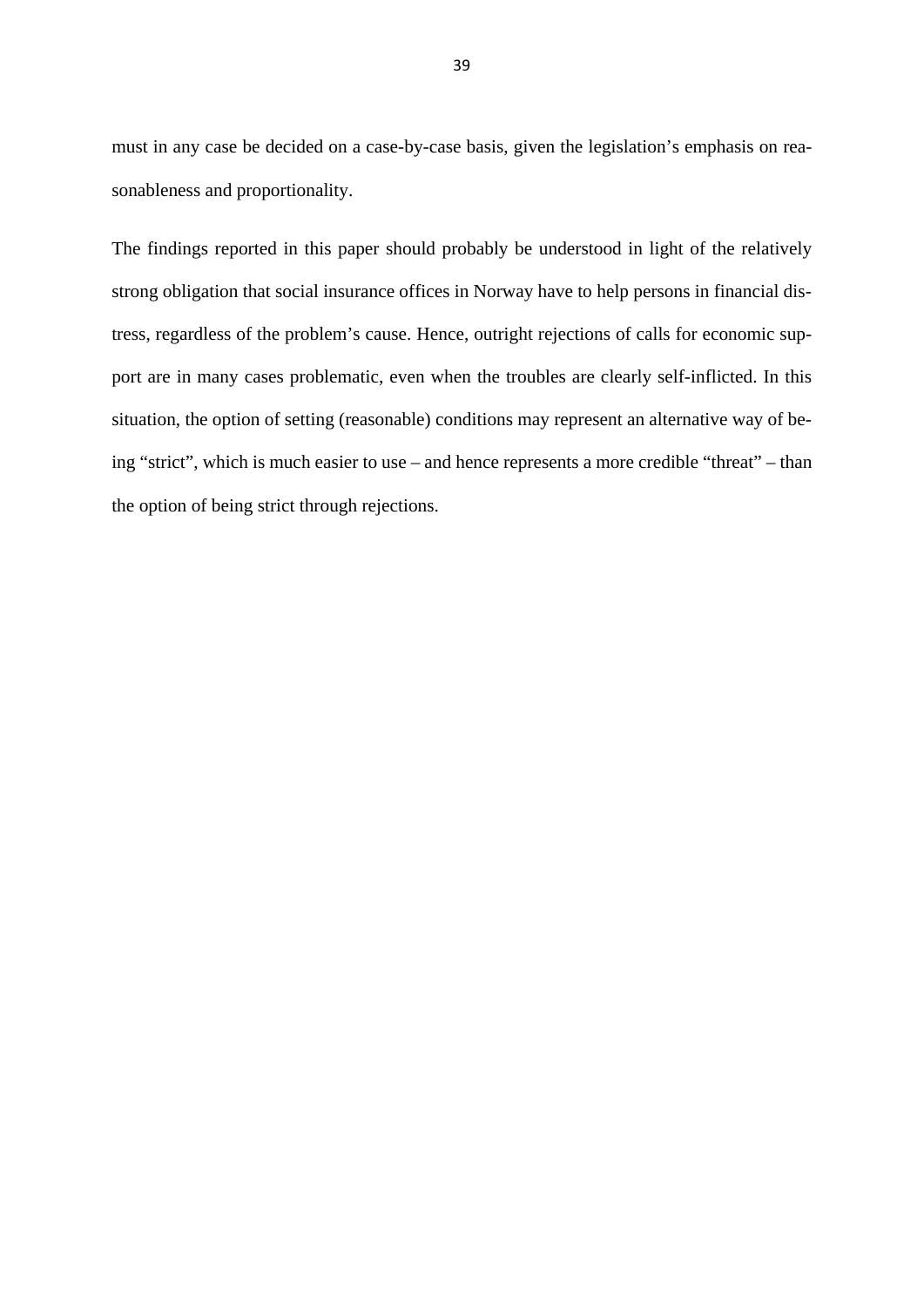must in any case be decided on a case-by-case basis, given the legislation's emphasis on reasonableness and proportionality.

The findings reported in this paper should probably be understood in light of the relatively strong obligation that social insurance offices in Norway have to help persons in financial distress, regardless of the problem's cause. Hence, outright rejections of calls for economic support are in many cases problematic, even when the troubles are clearly self-inflicted. In this situation, the option of setting (reasonable) conditions may represent an alternative way of being "strict", which is much easier to use – and hence represents a more credible "threat" – than the option of being strict through rejections.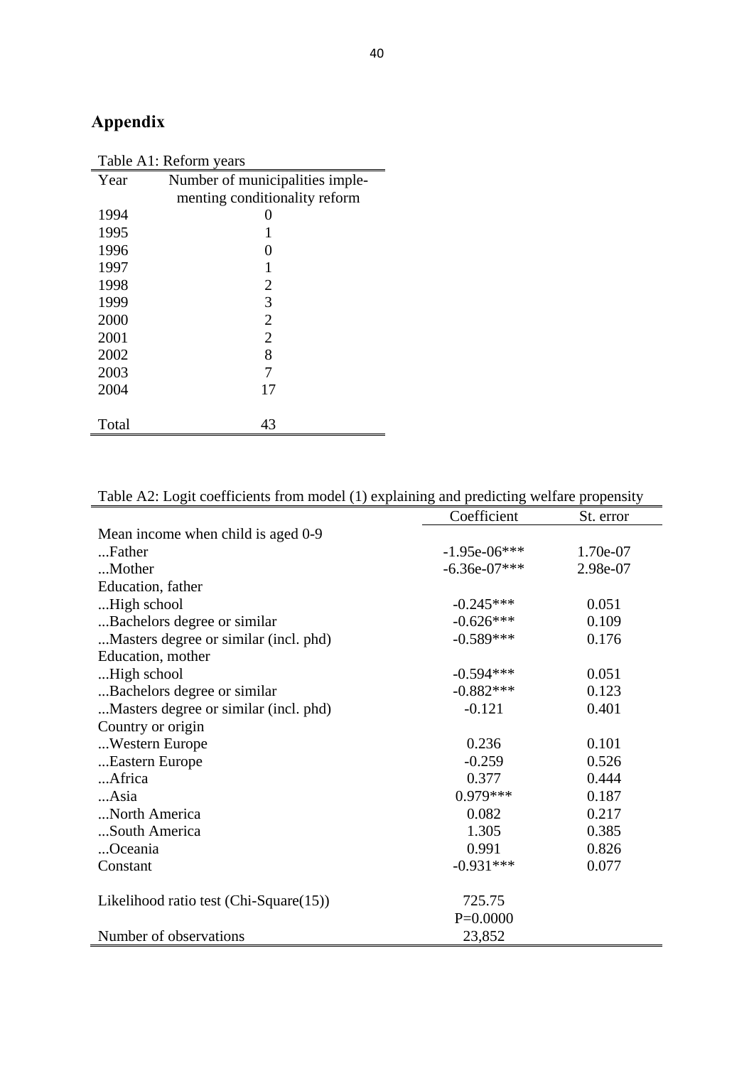# Appendix

Table A1: Reform years

| Year | Number of municipalities implementing conditionality reform |
|---|---|
| 1994 | 0 |
| 1995 | 1 |
| 1996 | 0 |
| 1997 | 1 |
| 1998 | 2 |
| 1999 | 3 |
| 2000 | 2 |
| 2001 | 2 |
| 2002 | 8 |
| 2003 | 7 |
| 2004 | 17 |
| Total | 43 |

Table A2: Logit coefficients from model (1) explaining and predicting welfare propensity

| | Coefficient | St. error |
|---|---|---|
| Mean income when child is aged 0-9 | | |
| ...Father | -1.95e-06*** | 1.70e-07 |
| ...Mother | -6.36e-07*** | 2.98e-07 |
| Education, father | | |
| ...High school | -0.245*** | 0.051 |
| ...Bachelors degree or similar | -0.626*** | 0.109 |
| ...Masters degree or similar (incl. phd) | -0.589*** | 0.176 |
| Education, mother | | |
| ...High school | -0.594*** | 0.051 |
| ...Bachelors degree or similar | -0.882*** | 0.123 |
| ...Masters degree or similar (incl. phd) | -0.121 | 0.401 |
| Country or origin | | |
| ...Western Europe | 0.236 | 0.101 |
| ...Eastern Europe | -0.259 | 0.526 |
| ...Africa | 0.377 | 0.444 |
| ...Asia | 0.979*** | 0.187 |
| ...North America | 0.082 | 0.217 |
| ...South America | 1.305 | 0.385 |
| ...Oceania | 0.991 | 0.826 |
| Constant | -0.931*** | 0.077 |
| | | |
| Likelihood ratio test (Chi-Square(15)) | 725.75 | |
| | P=0.0000 | |
| Number of observations | 23,852 | |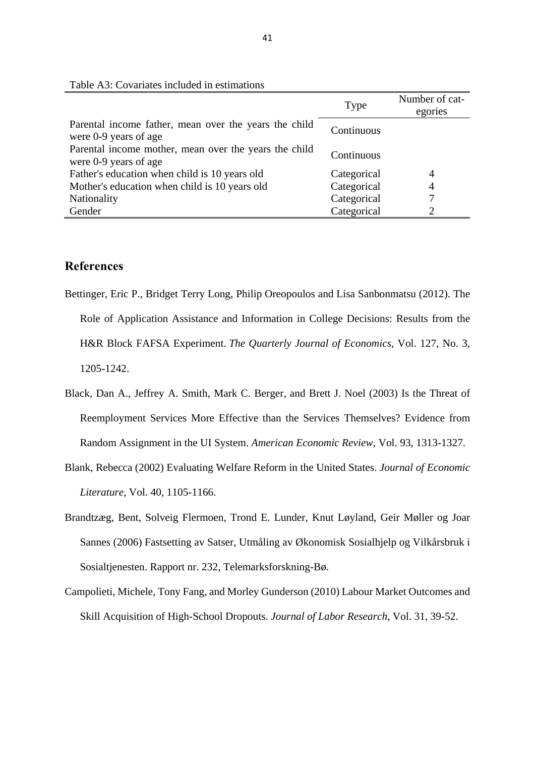Table A3: Covariates included in estimations

| | Type | Number of categories |
|---|---|---|
| Parental income father, mean over the years the child were 0-9 years of age | Continuous | |
| Parental income mother, mean over the years the child were 0-9 years of age | Continuous | |
| Father's education when child is 10 years old | Categorical | 4 |
| Mother's education when child is 10 years old | Categorical | 4 |
| Nationality | Categorical | 7 |
| Gender | Categorical | 2 |

## References

Bettinger, Eric P., Bridget Terry Long, Philip Oreopoulos and Lisa Sanbonmatsu (2012). The Role of Application Assistance and Information in College Decisions: Results from the H&R Block FAFSA Experiment. *The Quarterly Journal of Economics*, Vol. 127, No. 3, 1205-1242.

Black, Dan A., Jeffrey A. Smith, Mark C. Berger, and Brett J. Noel (2003) Is the Threat of Reemployment Services More Effective than the Services Themselves? Evidence from Random Assignment in the UI System. *American Economic Review*, Vol. 93, 1313-1327.

Blank, Rebecca (2002) Evaluating Welfare Reform in the United States. *Journal of Economic Literature*, Vol. 40, 1105-1166.

Brandtzæg, Bent, Solveig Flermoen, Trond E. Lunder, Knut Løyland, Geir Møller og Joar Sannes (2006) Fastsetting av Satser, Utmåling av Økonomisk Sosialhjelp og Vilkårsbruk i Sosialtjenesten. Rapport nr. 232, Telemarksforskning-Bø.

Campolieti, Michele, Tony Fang, and Morley Gunderson (2010) Labour Market Outcomes and Skill Acquisition of High-School Dropouts. *Journal of Labor Research*, Vol. 31, 39-52.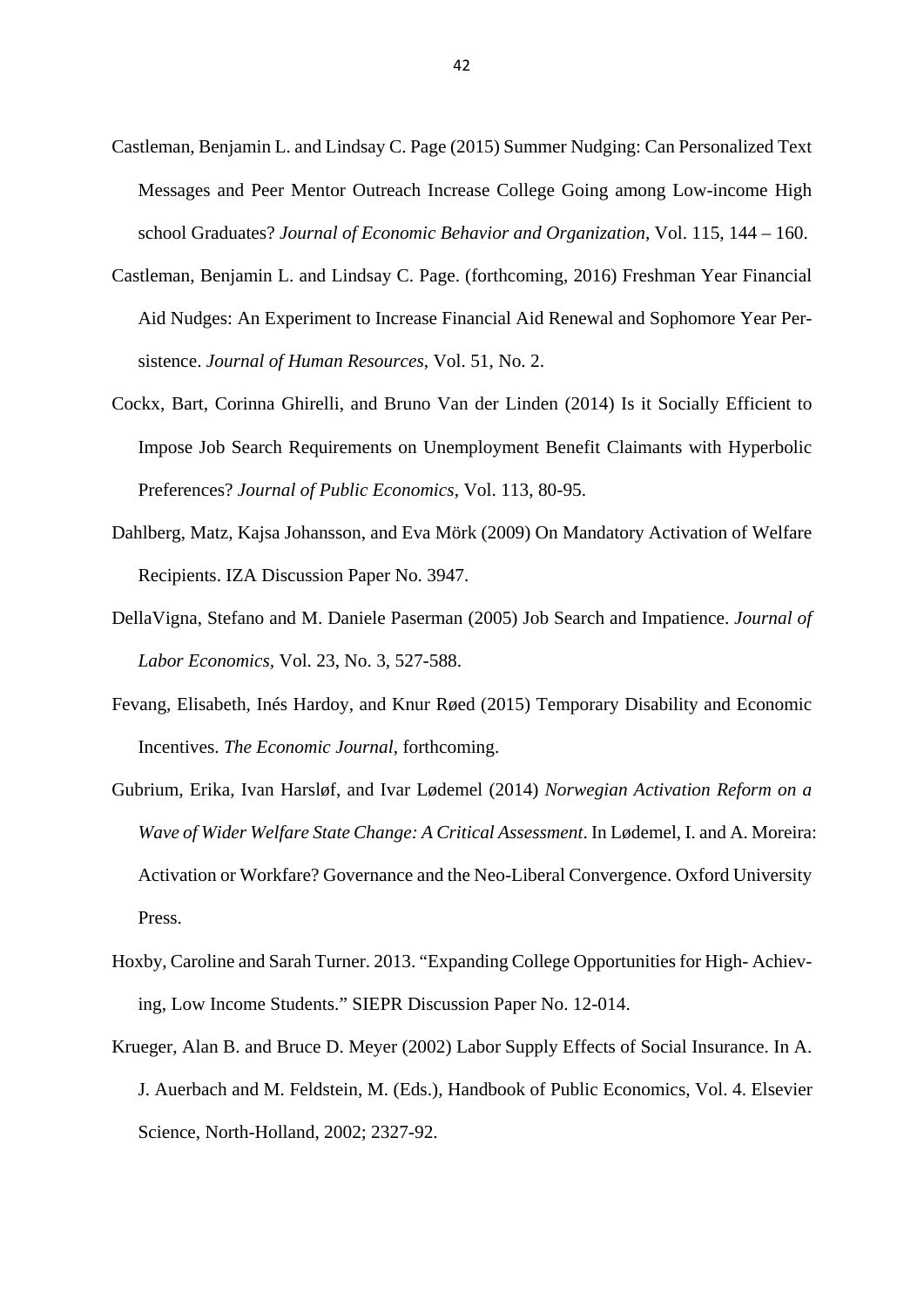Castleman, Benjamin L. and Lindsay C. Page (2015) Summer Nudging: Can Personalized Text Messages and Peer Mentor Outreach Increase College Going among Low-income High school Graduates? *Journal of Economic Behavior and Organization*, Vol. 115, 144 – 160.

Castleman, Benjamin L. and Lindsay C. Page. (forthcoming, 2016) Freshman Year Financial Aid Nudges: An Experiment to Increase Financial Aid Renewal and Sophomore Year Persistence. *Journal of Human Resources*, Vol. 51, No. 2.

Cockx, Bart, Corinna Ghirelli, and Bruno Van der Linden (2014) Is it Socially Efficient to Impose Job Search Requirements on Unemployment Benefit Claimants with Hyperbolic Preferences? *Journal of Public Economics*, Vol. 113, 80-95.

Dahlberg, Matz, Kajsa Johansson, and Eva Mörk (2009) On Mandatory Activation of Welfare Recipients. IZA Discussion Paper No. 3947.

DellaVigna, Stefano and M. Daniele Paserman (2005) Job Search and Impatience. *Journal of Labor Economics*, Vol. 23, No. 3, 527-588.

Fevang, Elisabeth, Inés Hardoy, and Knur Røed (2015) Temporary Disability and Economic Incentives. *The Economic Journal*, forthcoming.

Gubrium, Erika, Ivan Harsløf, and Ivar Lødemel (2014) *Norwegian Activation Reform on a Wave of Wider Welfare State Change: A Critical Assessment*. In Lødemel, I. and A. Moreira: Activation or Workfare? Governance and the Neo-Liberal Convergence. Oxford University Press.

Hoxby, Caroline and Sarah Turner. 2013. "Expanding College Opportunities for High- Achieving, Low Income Students." SIEPR Discussion Paper No. 12-014.

Krueger, Alan B. and Bruce D. Meyer (2002) Labor Supply Effects of Social Insurance. In A. J. Auerbach and M. Feldstein, M. (Eds.), Handbook of Public Economics, Vol. 4. Elsevier Science, North-Holland, 2002; 2327-92.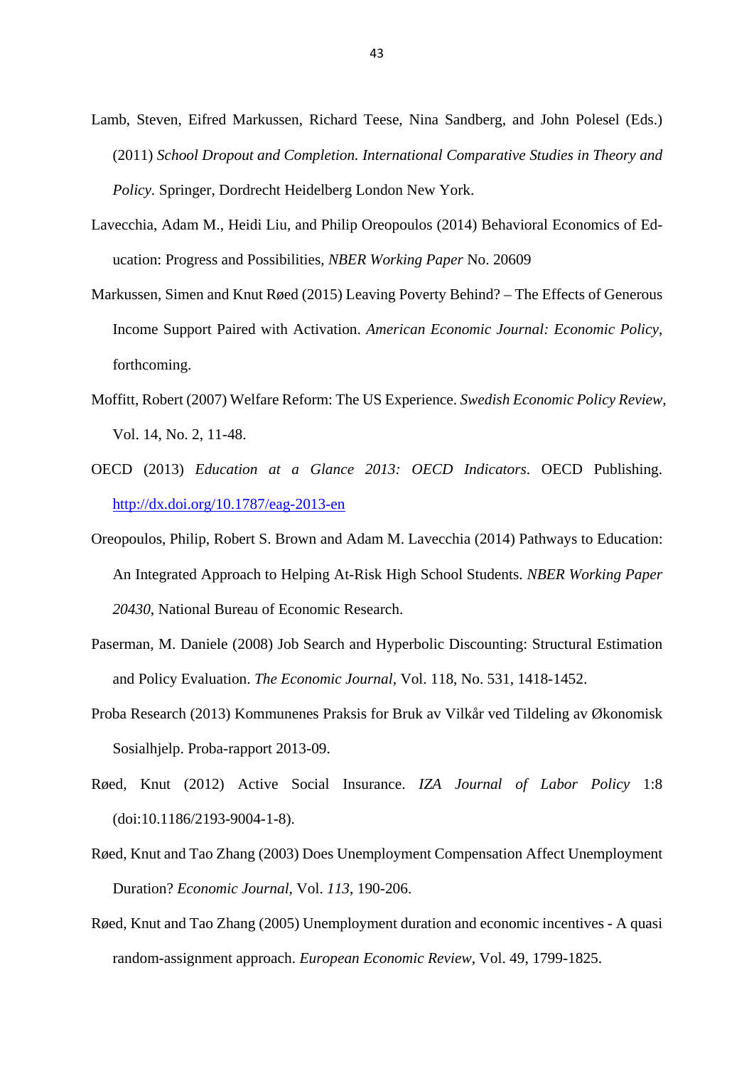Lamb, Steven, Eifred Markussen, Richard Teese, Nina Sandberg, and John Polesel (Eds.) (2011) *School Dropout and Completion. International Comparative Studies in Theory and Policy*. Springer, Dordrecht Heidelberg London New York.

Lavecchia, Adam M., Heidi Liu, and Philip Oreopoulos (2014) Behavioral Economics of Education: Progress and Possibilities, *NBER Working Paper* No. 20609

Markussen, Simen and Knut Røed (2015) Leaving Poverty Behind? – The Effects of Generous Income Support Paired with Activation. *American Economic Journal: Economic Policy*, forthcoming.

Moffitt, Robert (2007) Welfare Reform: The US Experience. *Swedish Economic Policy Review*, Vol. 14, No. 2, 11-48.

OECD (2013) *Education at a Glance 2013: OECD Indicators*. OECD Publishing. http://dx.doi.org/10.1787/eag-2013-en

Oreopoulos, Philip, Robert S. Brown and Adam M. Lavecchia (2014) Pathways to Education: An Integrated Approach to Helping At-Risk High School Students. *NBER Working Paper 20430*, National Bureau of Economic Research.

Paserman, M. Daniele (2008) Job Search and Hyperbolic Discounting: Structural Estimation and Policy Evaluation. *The Economic Journal*, Vol. 118, No. 531, 1418-1452.

Proba Research (2013) Kommunenes Praksis for Bruk av Vilkår ved Tildeling av Økonomisk Sosialhjelp. Proba-rapport 2013-09.

Røed, Knut (2012) Active Social Insurance. *IZA Journal of Labor Policy* 1:8 (doi:10.1186/2193-9004-1-8).

Røed, Knut and Tao Zhang (2003) Does Unemployment Compensation Affect Unemployment Duration? *Economic Journal*, Vol. *113*, 190-206.

Røed, Knut and Tao Zhang (2005) Unemployment duration and economic incentives - A quasi random-assignment approach. *European Economic Review*, Vol. 49, 1799-1825.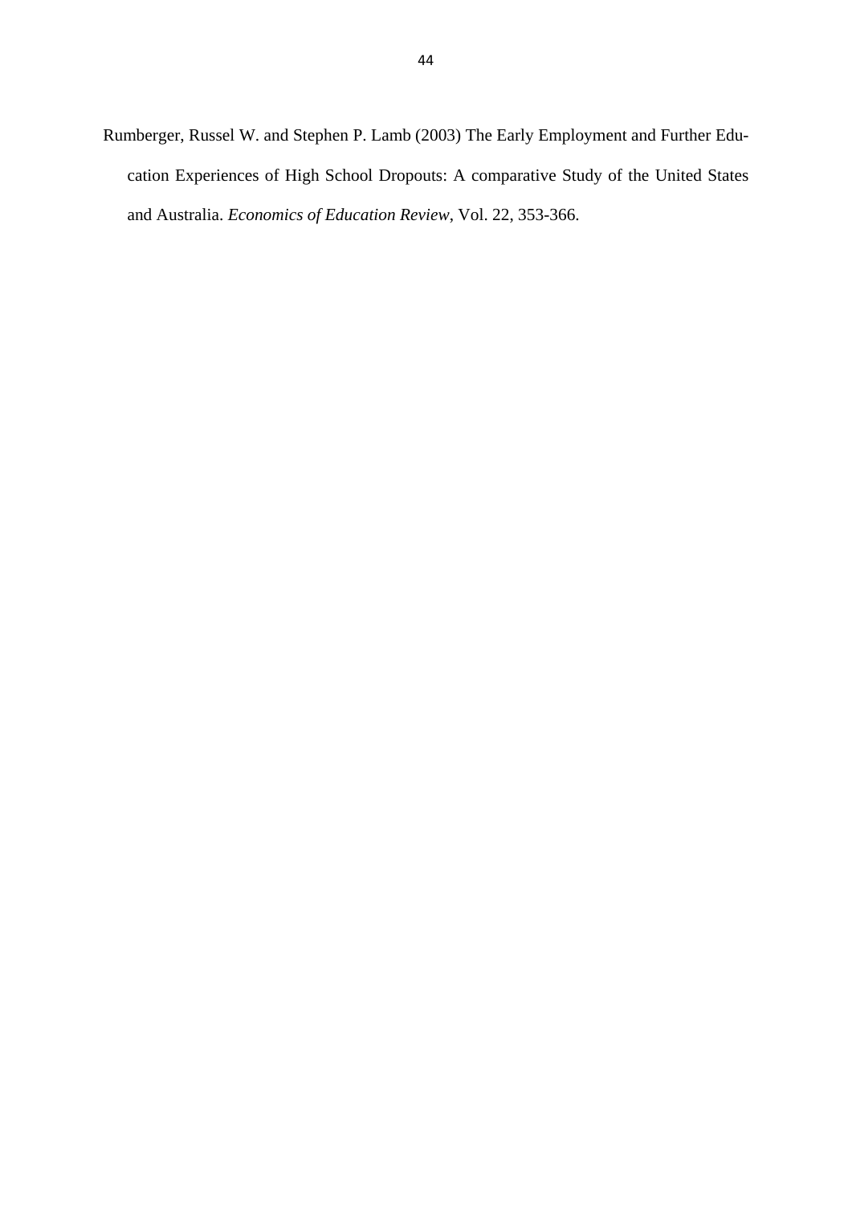Rumberger, Russel W. and Stephen P. Lamb (2003) The Early Employment and Further Education Experiences of High School Dropouts: A comparative Study of the United States and Australia. *Economics of Education Review*, Vol. 22, 353-366.